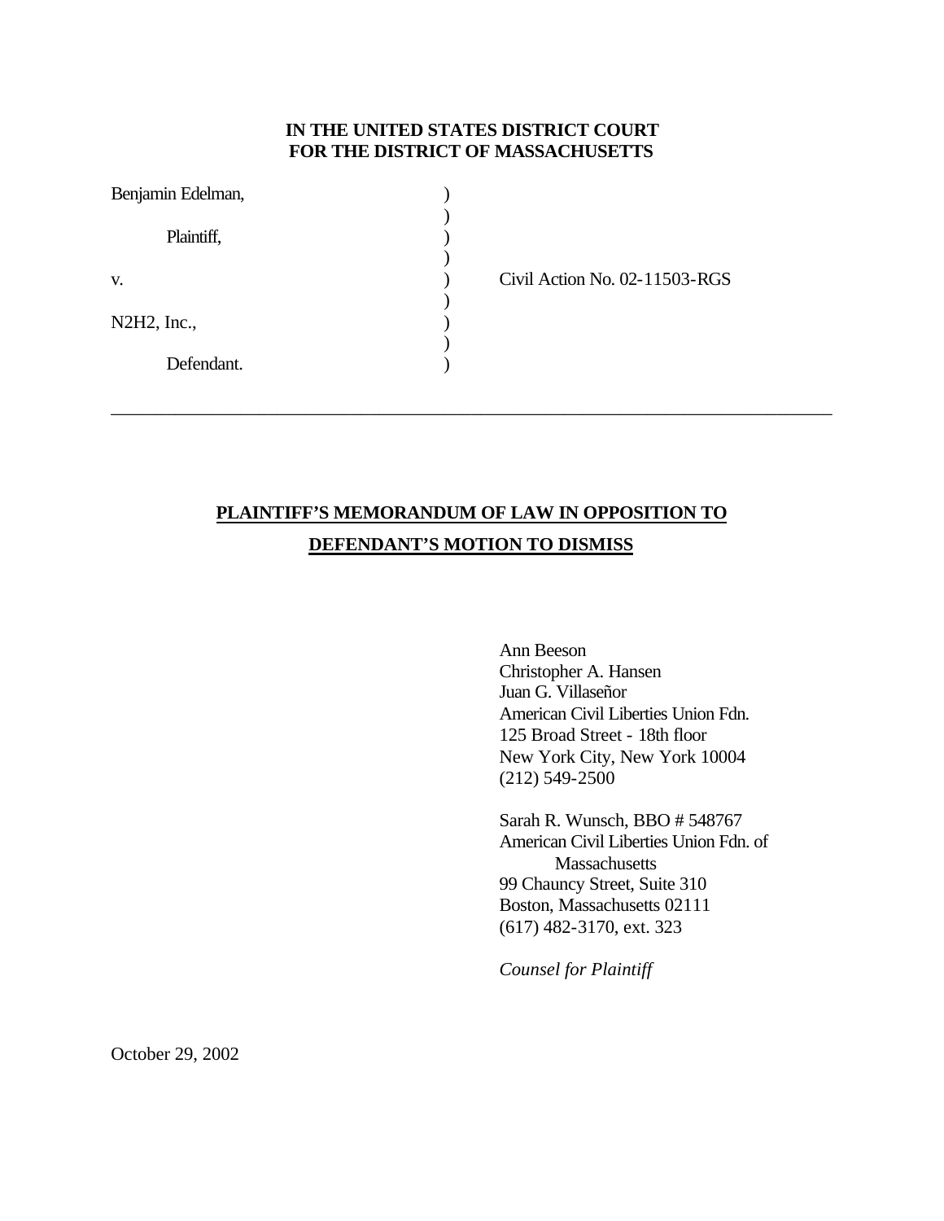**IN THE UNITED STATES DISTRICT COURT**
**FOR THE DISTRICT OF MASSACHUSETTS**

| | | |
|---|---|---|
| Benjamin Edelman, | ) | |
| | ) | |
| Plaintiff, | ) | |
| | ) | |
| v. | ) | Civil Action No. 02-11503-RGS |
| | ) | |
| N2H2, Inc., | ) | |
| | ) | |
| Defendant. | ) | |

---

## PLAINTIFF'S MEMORANDUM OF LAW IN OPPOSITION TO DEFENDANT'S MOTION TO DISMISS

Ann Beeson
Christopher A. Hansen
Juan G. Villaseñor
American Civil Liberties Union Fdn.
125 Broad Street - 18th floor
New York City, New York 10004
(212) 549-2500

Sarah R. Wunsch, BBO # 548767
American Civil Liberties Union Fdn. of
Massachusetts
99 Chauncy Street, Suite 310
Boston, Massachusetts 02111
(617) 482-3170, ext. 323

*Counsel for Plaintiff*

October 29, 2002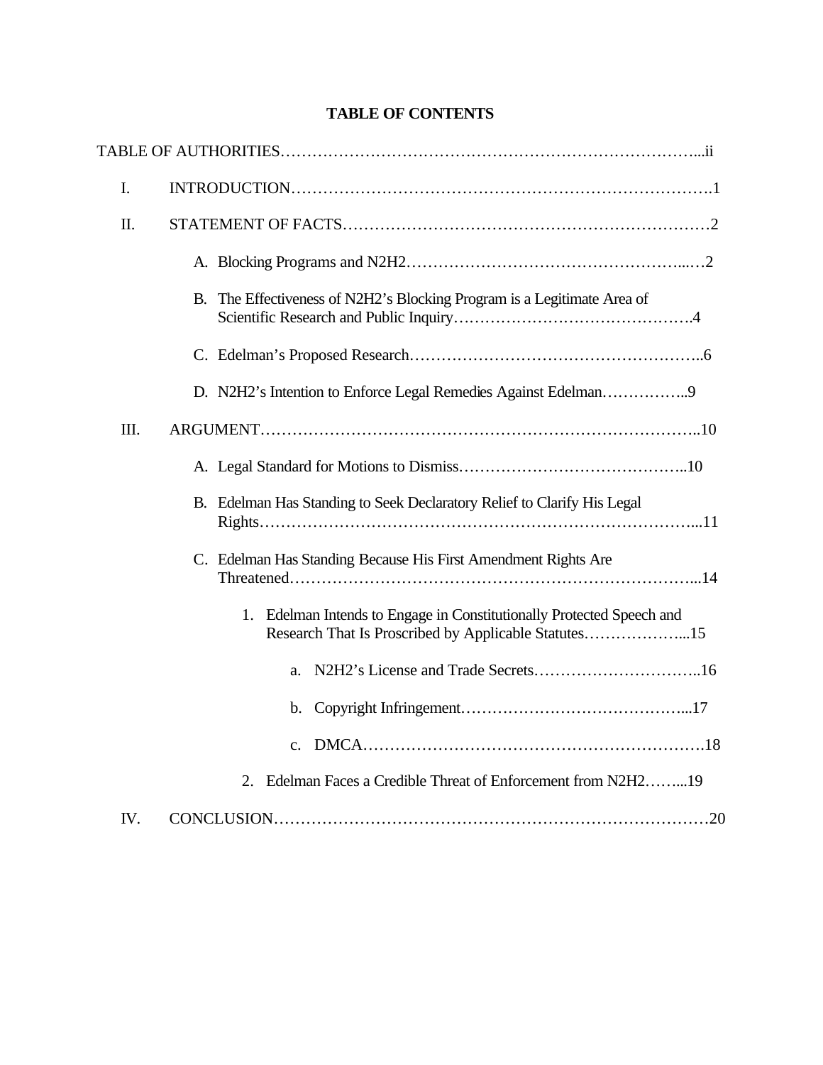## TABLE OF CONTENTS

TABLE OF AUTHORITIES……………………………………………………………………...ii

I. INTRODUCTION………………………………………………………………….1

II. STATEMENT OF FACTS…………………………………………………………2

- A. Blocking Programs and N2H2…………………………………………...…2
- B. The Effectiveness of N2H2's Blocking Program is a Legitimate Area of Scientific Research and Public Inquiry……………………………………….4
- C. Edelman's Proposed Research……………………………………………..6
- D. N2H2's Intention to Enforce Legal Remedies Against Edelman……………..9

III. ARGUMENT………………………………………………………………………..10

- A. Legal Standard for Motions to Dismiss……………………………………..10
- B. Edelman Has Standing to Seek Declaratory Relief to Clarify His Legal Rights…………………………………………………………………………...11
- C. Edelman Has Standing Because His First Amendment Rights Are Threatened………………………………………………………………...14
  1. Edelman Intends to Engage in Constitutionally Protected Speech and Research That Is Proscribed by Applicable Statutes………………...15
     - a. N2H2's License and Trade Secrets…………………………..16
     - b. Copyright Infringement……………………………………...17
     - c. DMCA……………………………………………………….18
  2. Edelman Faces a Credible Threat of Enforcement from N2H2……...19

IV. CONCLUSION……………………………………………………………………20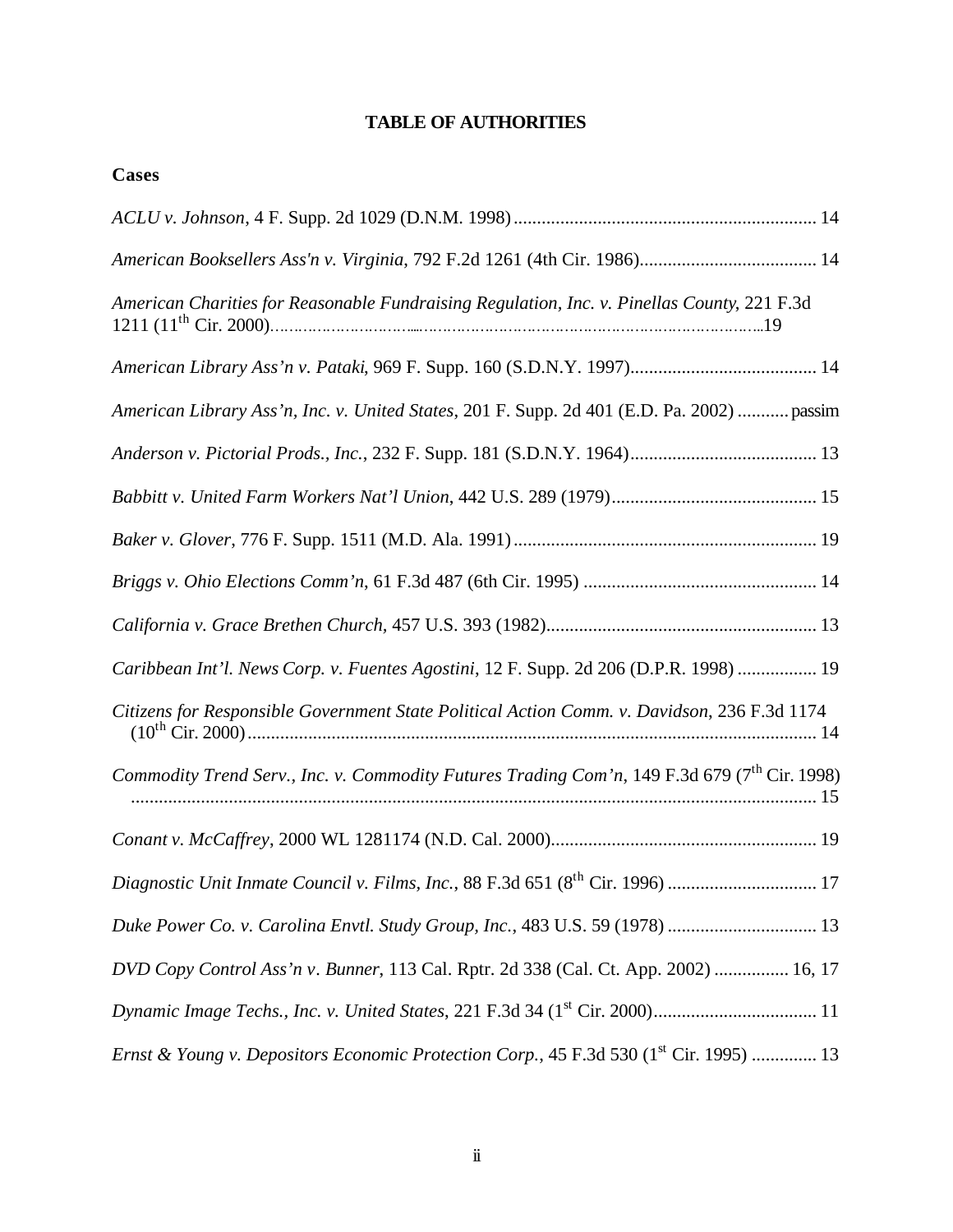# TABLE OF AUTHORITIES

## Cases

*ACLU v. Johnson*, 4 F. Supp. 2d 1029 (D.N.M. 1998) ........................................................ 14

*American Booksellers Ass'n v. Virginia*, 792 F.2d 1261 (4th Cir. 1986)...................................... 14

*American Charities for Reasonable Fundraising Regulation, Inc. v. Pinellas County*, 221 F.3d 1211 (11th Cir. 2000)..........................................................................................19

*American Library Ass'n v. Pataki*, 969 F. Supp. 160 (S.D.N.Y. 1997)........................................ 14

*American Library Ass'n, Inc. v. United States*, 201 F. Supp. 2d 401 (E.D. Pa. 2002) ........... passim

*Anderson v. Pictorial Prods., Inc.*, 232 F. Supp. 181 (S.D.N.Y. 1964)........................................ 13

*Babbitt v. United Farm Workers Nat'l Union*, 442 U.S. 289 (1979)............................................ 15

*Baker v. Glover*, 776 F. Supp. 1511 (M.D. Ala. 1991)................................................................. 19

*Briggs v. Ohio Elections Comm'n*, 61 F.3d 487 (6th Cir. 1995) .................................................. 14

*California v. Grace Brethen Church*, 457 U.S. 393 (1982).......................................................... 13

*Caribbean Int'l. News Corp. v. Fuentes Agostini*, 12 F. Supp. 2d 206 (D.P.R. 1998) ................. 19

*Citizens for Responsible Government State Political Action Comm. v. Davidson*, 236 F.3d 1174 (10th Cir. 2000)...................................................................................................................... 14

*Commodity Trend Serv., Inc. v. Commodity Futures Trading Com'n*, 149 F.3d 679 (7th Cir. 1998) ................................................................................................................................... 15

*Conant v. McCaffrey*, 2000 WL 1281174 (N.D. Cal. 2000)......................................................... 19

*Diagnostic Unit Inmate Council v. Films, Inc.*, 88 F.3d 651 (8th Cir. 1996) ................................ 17

*Duke Power Co. v. Carolina Envtl. Study Group, Inc.*, 483 U.S. 59 (1978) ................................ 13

*DVD Copy Control Ass'n v. Bunner*, 113 Cal. Rptr. 2d 338 (Cal. Ct. App. 2002) ................ 16, 17

*Dynamic Image Techs., Inc. v. United States*, 221 F.3d 34 (1st Cir. 2000).................................. 11

*Ernst & Young v. Depositors Economic Protection Corp.*, 45 F.3d 530 (1st Cir. 1995) ............. 13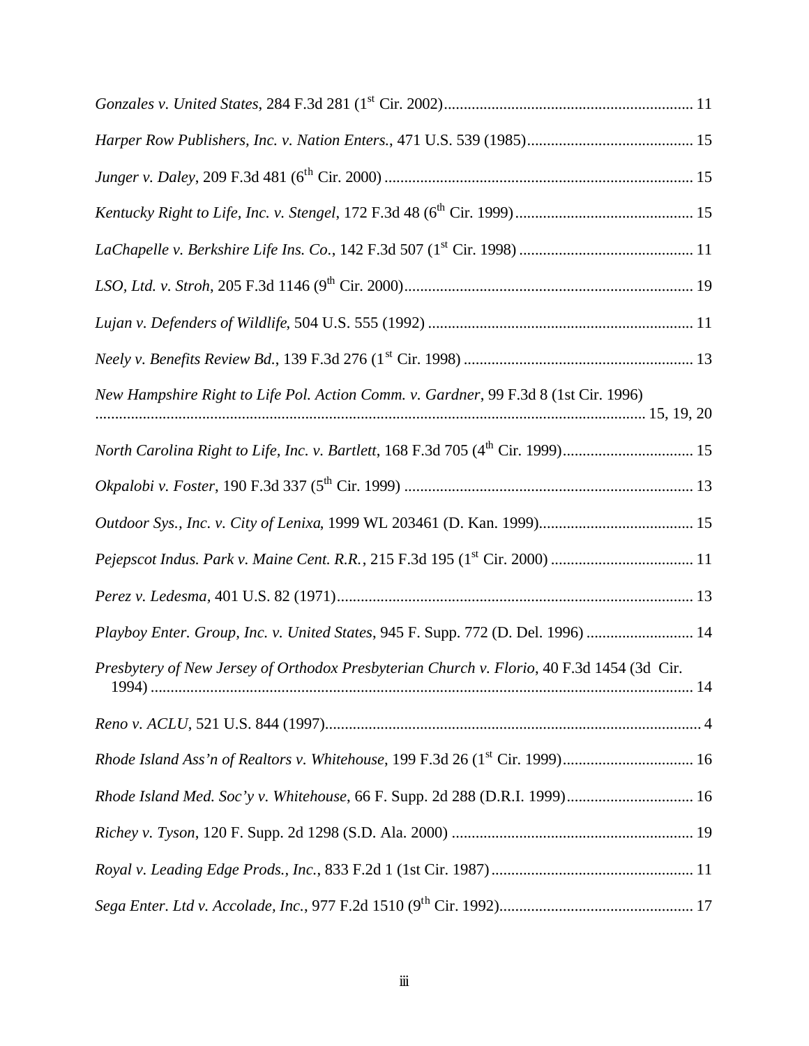*Gonzales v. United States*, 284 F.3d 281 (1st Cir. 2002)............................................................ 11

*Harper Row Publishers, Inc. v. Nation Enters.*, 471 U.S. 539 (1985)........................................ 15

*Junger v. Daley*, 209 F.3d 481 (6th Cir. 2000) ............................................................................ 15

*Kentucky Right to Life, Inc. v. Stengel*, 172 F.3d 48 (6th Cir. 1999)........................................... 15

*LaChapelle v. Berkshire Life Ins. Co.*, 142 F.3d 507 (1st Cir. 1998) ........................................... 11

*LSO, Ltd. v. Stroh*, 205 F.3d 1146 (9th Cir. 2000)........................................................................ 19

*Lujan v. Defenders of Wildlife*, 504 U.S. 555 (1992) ................................................................. 11

*Neely v. Benefits Review Bd.*, 139 F.3d 276 (1st Cir. 1998) ........................................................ 13

*New Hampshire Right to Life Pol. Action Comm. v. Gardner*, 99 F.3d 8 (1st Cir. 1996) ........................................................................................................................ 15, 19, 20

*North Carolina Right to Life, Inc. v. Bartlett*, 168 F.3d 705 (4th Cir. 1999)................................ 15

*Okpalobi v. Foster*, 190 F.3d 337 (5th Cir. 1999) ....................................................................... 13

*Outdoor Sys., Inc. v. City of Lenixa*, 1999 WL 203461 (D. Kan. 1999)...................................... 15

*Pejepscot Indus. Park v. Maine Cent. R.R.*, 215 F.3d 195 (1st Cir. 2000) ................................... 11

*Perez v. Ledesma*, 401 U.S. 82 (1971)........................................................................................ 13

*Playboy Enter. Group, Inc. v. United States*, 945 F. Supp. 772 (D. Del. 1996) .......................... 14

*Presbytery of New Jersey of Orthodox Presbyterian Church v. Florio*, 40 F.3d 1454 (3d Cir. 1994) ....................................................................................................................................... 14

*Reno v. ACLU*, 521 U.S. 844 (1997)............................................................................................. 4

*Rhode Island Ass'n of Realtors v. Whitehouse*, 199 F.3d 26 (1st Cir. 1999)................................ 16

*Rhode Island Med. Soc'y v. Whitehouse*, 66 F. Supp. 2d 288 (D.R.I. 1999)................................ 16

*Richey v. Tyson*, 120 F. Supp. 2d 1298 (S.D. Ala. 2000) ............................................................ 19

*Royal v. Leading Edge Prods., Inc.*, 833 F.2d 1 (1st Cir. 1987).................................................. 11

*Sega Enter. Ltd v. Accolade, Inc.*, 977 F.2d 1510 (9th Cir. 1992)................................................ 17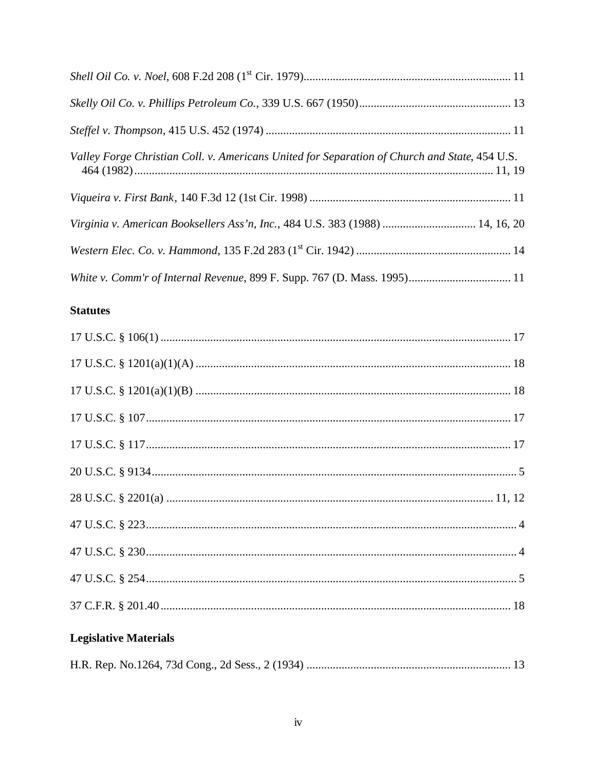*Shell Oil Co. v. Noel*, 608 F.2d 208 (1st Cir. 1979)....................................................................... 11

*Skelly Oil Co. v. Phillips Petroleum Co.*, 339 U.S. 667 (1950)..................................................... 13

*Steffel v. Thompson*, 415 U.S. 452 (1974) ..................................................................................... 11

*Valley Forge Christian Coll. v. Americans United for Separation of Church and State*, 454 U.S. 464 (1982)........................................................................................................................... 11, 19

*Viqueira v. First Bank*, 140 F.3d 12 (1st Cir. 1998) ...................................................................... 11

*Virginia v. American Booksellers Ass'n, Inc.*, 484 U.S. 383 (1988) ................................ 14, 16, 20

*Western Elec. Co. v. Hammond*, 135 F.2d 283 (1st Cir. 1942) ..................................................... 14

*White v. Comm'r of Internal Revenue*, 899 F. Supp. 767 (D. Mass. 1995)................................... 11

**Statutes**

17 U.S.C. § 106(1) ........................................................................................................................ 17

17 U.S.C. § 1201(a)(1)(A) ............................................................................................................ 18

17 U.S.C. § 1201(a)(1)(B) ............................................................................................................ 18

17 U.S.C. § 107.............................................................................................................................. 17

17 U.S.C. § 117.............................................................................................................................. 17

20 U.S.C. § 9134.............................................................................................................................. 5

28 U.S.C. § 2201(a) ................................................................................................................ 11, 12

47 U.S.C. § 223................................................................................................................................ 4

47 U.S.C. § 230................................................................................................................................ 4

47 U.S.C. § 254................................................................................................................................ 5

37 C.F.R. § 201.40 ......................................................................................................................... 18

**Legislative Materials**

H.R. Rep. No.1264, 73d Cong., 2d Sess., 2 (1934) ...................................................................... 13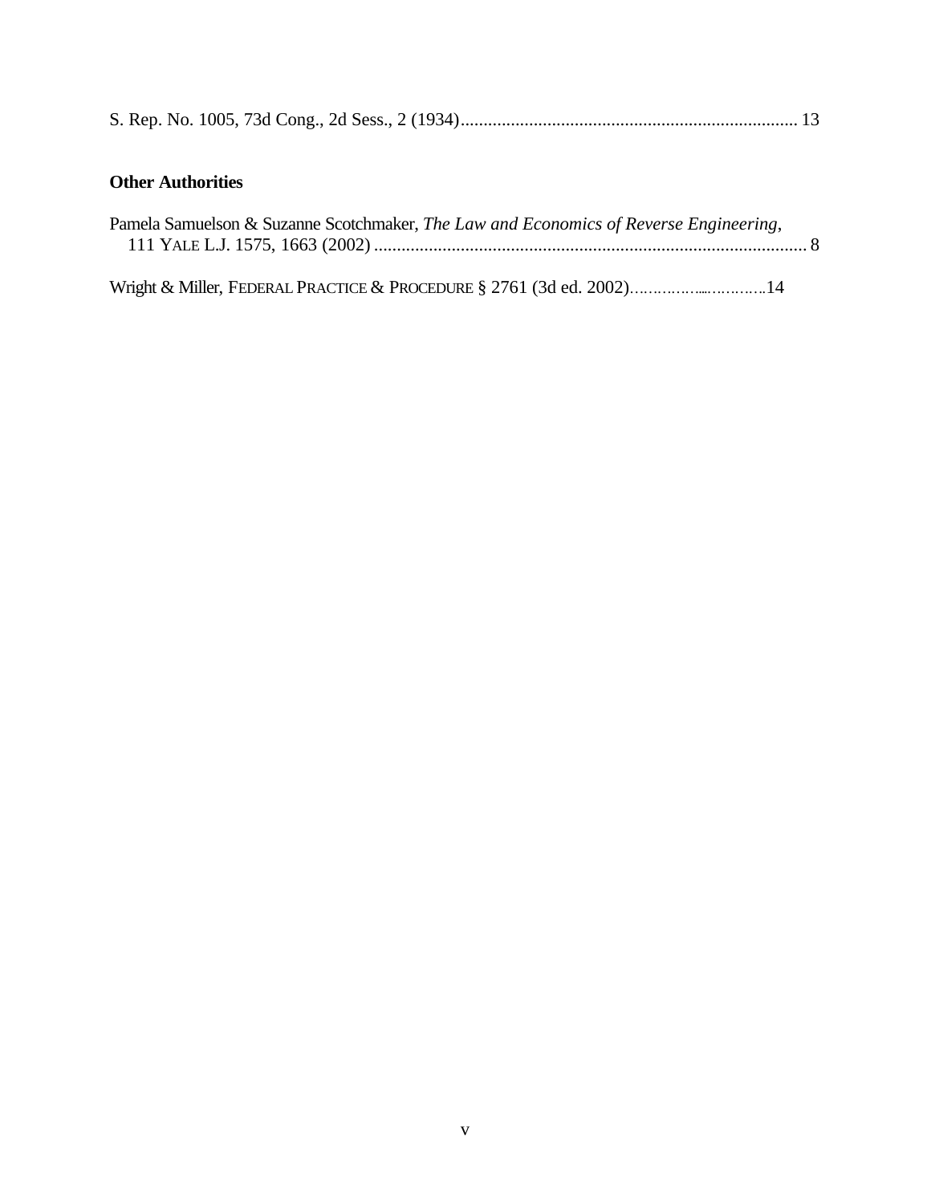S. Rep. No. 1005, 73d Cong., 2d Sess., 2 (1934)......................................................................... 13

**Other Authorities**

Pamela Samuelson & Suzanne Scotchmaker, *The Law and Economics of Reverse Engineering*, 111 YALE L.J. 1575, 1663 (2002) .............................................................................................. 8

Wright & Miller, FEDERAL PRACTICE & PROCEDURE § 2761 (3d ed. 2002)………………………….14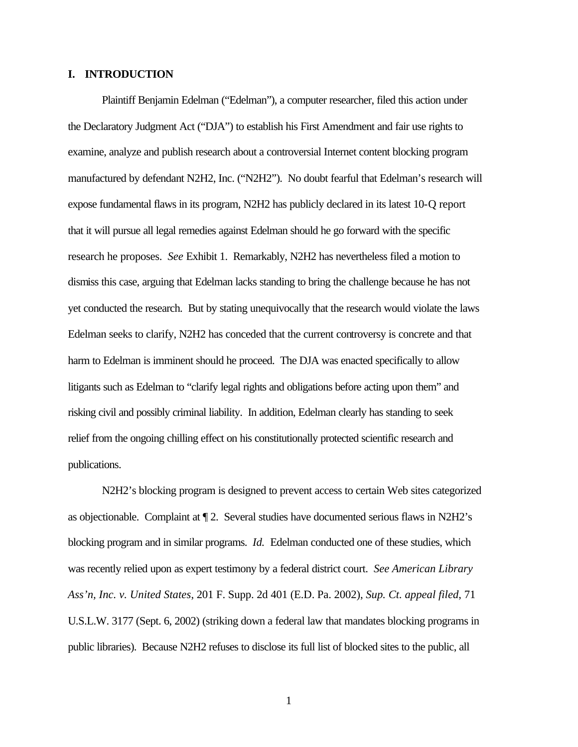## I. INTRODUCTION

Plaintiff Benjamin Edelman ("Edelman"), a computer researcher, filed this action under the Declaratory Judgment Act ("DJA") to establish his First Amendment and fair use rights to examine, analyze and publish research about a controversial Internet content blocking program manufactured by defendant N2H2, Inc. ("N2H2"). No doubt fearful that Edelman's research will expose fundamental flaws in its program, N2H2 has publicly declared in its latest 10-Q report that it will pursue all legal remedies against Edelman should he go forward with the specific research he proposes. *See* Exhibit 1. Remarkably, N2H2 has nevertheless filed a motion to dismiss this case, arguing that Edelman lacks standing to bring the challenge because he has not yet conducted the research. But by stating unequivocally that the research would violate the laws Edelman seeks to clarify, N2H2 has conceded that the current controversy is concrete and that harm to Edelman is imminent should he proceed. The DJA was enacted specifically to allow litigants such as Edelman to "clarify legal rights and obligations before acting upon them" and risking civil and possibly criminal liability. In addition, Edelman clearly has standing to seek relief from the ongoing chilling effect on his constitutionally protected scientific research and publications.

N2H2's blocking program is designed to prevent access to certain Web sites categorized as objectionable. Complaint at ¶ 2. Several studies have documented serious flaws in N2H2's blocking program and in similar programs. *Id.* Edelman conducted one of these studies, which was recently relied upon as expert testimony by a federal district court. *See American Library Ass'n, Inc. v. United States*, 201 F. Supp. 2d 401 (E.D. Pa. 2002), *Sup. Ct. appeal filed*, 71 U.S.L.W. 3177 (Sept. 6, 2002) (striking down a federal law that mandates blocking programs in public libraries). Because N2H2 refuses to disclose its full list of blocked sites to the public, all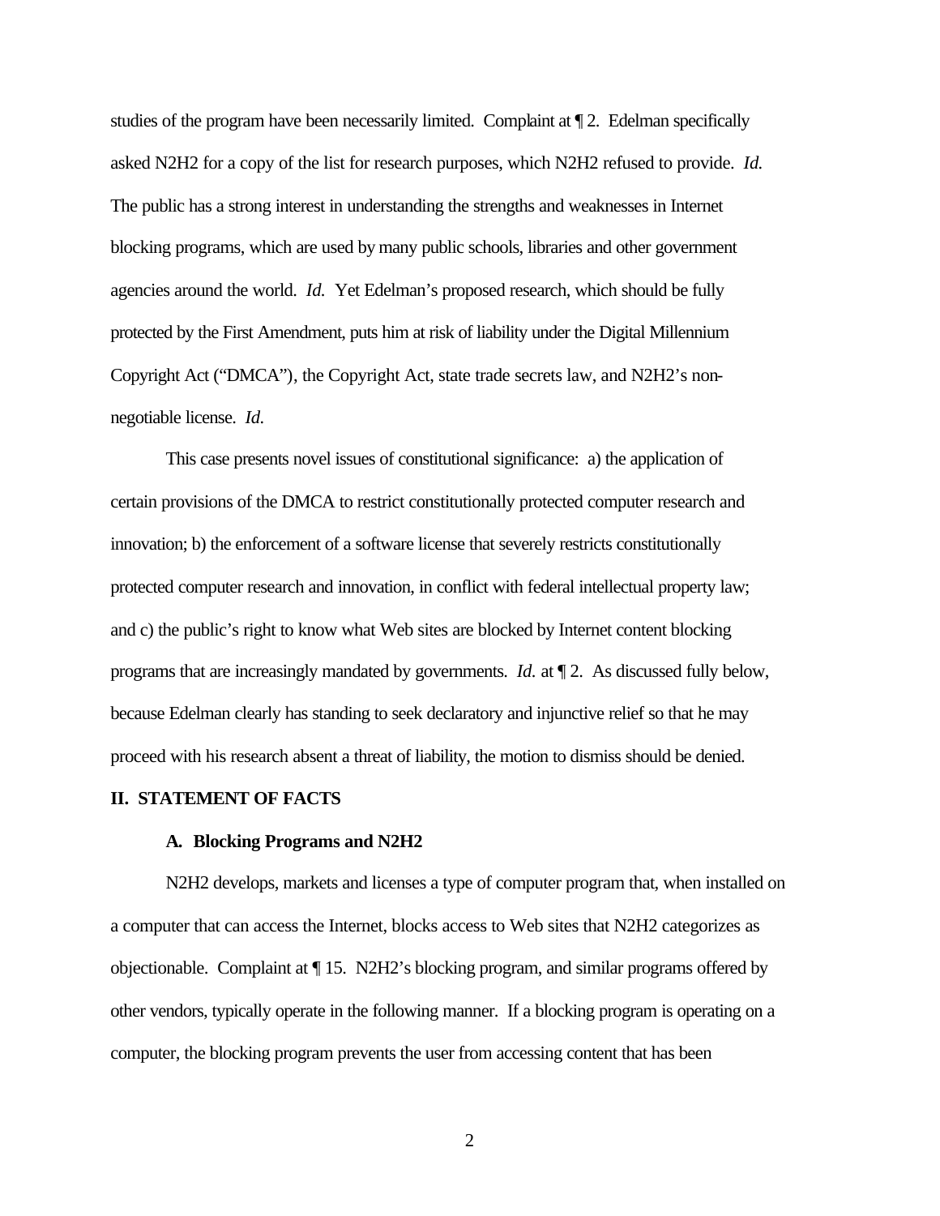studies of the program have been necessarily limited. Complaint at ¶ 2. Edelman specifically asked N2H2 for a copy of the list for research purposes, which N2H2 refused to provide. *Id.* The public has a strong interest in understanding the strengths and weaknesses in Internet blocking programs, which are used by many public schools, libraries and other government agencies around the world. *Id.* Yet Edelman's proposed research, which should be fully protected by the First Amendment, puts him at risk of liability under the Digital Millennium Copyright Act ("DMCA"), the Copyright Act, state trade secrets law, and N2H2's non-negotiable license. *Id.*

This case presents novel issues of constitutional significance: a) the application of certain provisions of the DMCA to restrict constitutionally protected computer research and innovation; b) the enforcement of a software license that severely restricts constitutionally protected computer research and innovation, in conflict with federal intellectual property law; and c) the public's right to know what Web sites are blocked by Internet content blocking programs that are increasingly mandated by governments. *Id.* at ¶ 2. As discussed fully below, because Edelman clearly has standing to seek declaratory and injunctive relief so that he may proceed with his research absent a threat of liability, the motion to dismiss should be denied.

## II. STATEMENT OF FACTS

### A. Blocking Programs and N2H2

N2H2 develops, markets and licenses a type of computer program that, when installed on a computer that can access the Internet, blocks access to Web sites that N2H2 categorizes as objectionable. Complaint at ¶ 15. N2H2's blocking program, and similar programs offered by other vendors, typically operate in the following manner. If a blocking program is operating on a computer, the blocking program prevents the user from accessing content that has been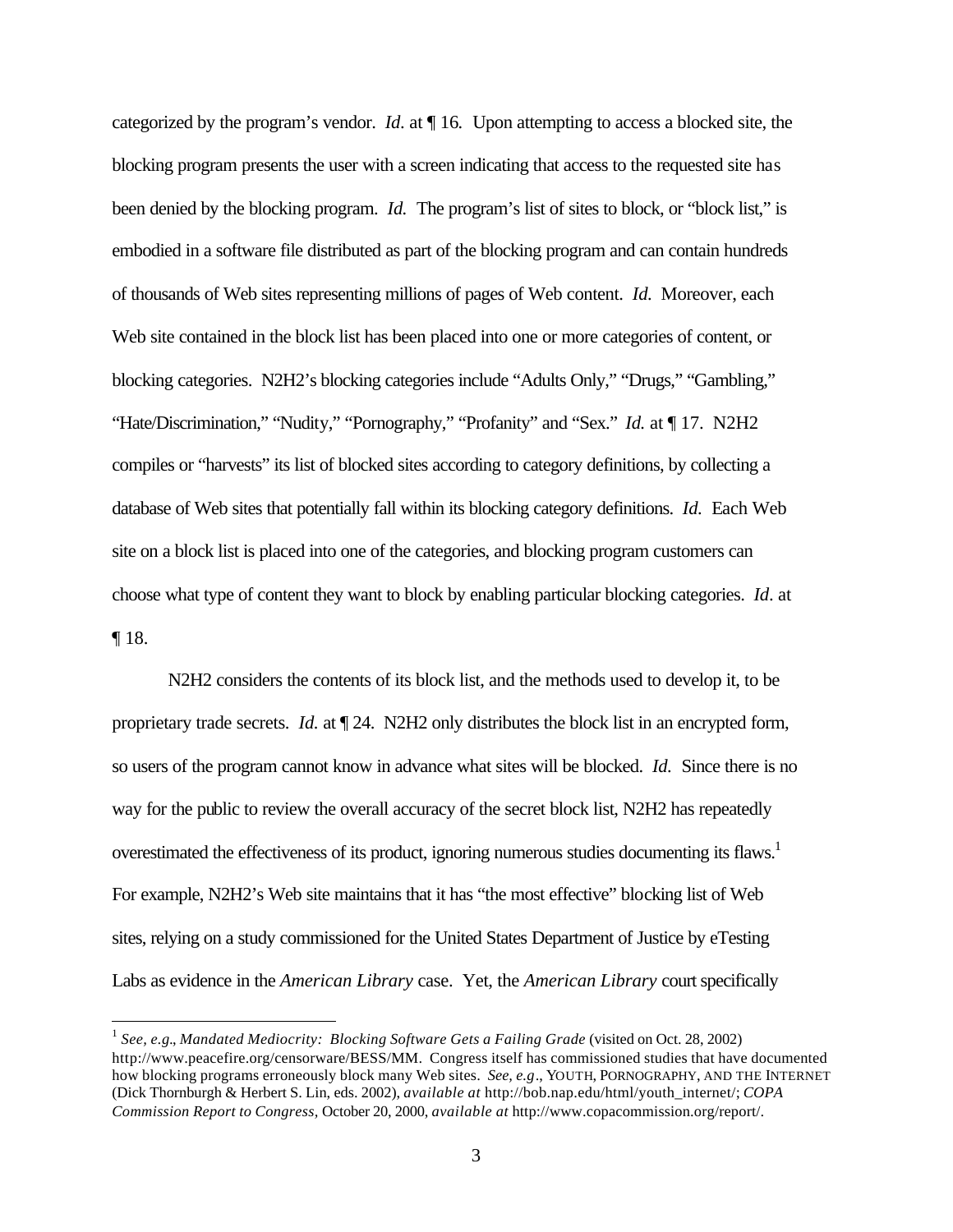categorized by the program's vendor. *Id.* at ¶ 16. Upon attempting to access a blocked site, the blocking program presents the user with a screen indicating that access to the requested site has been denied by the blocking program. *Id.* The program's list of sites to block, or "block list," is embodied in a software file distributed as part of the blocking program and can contain hundreds of thousands of Web sites representing millions of pages of Web content. *Id.* Moreover, each Web site contained in the block list has been placed into one or more categories of content, or blocking categories. N2H2's blocking categories include "Adults Only," "Drugs," "Gambling," "Hate/Discrimination," "Nudity," "Pornography," "Profanity" and "Sex." *Id.* at ¶ 17. N2H2 compiles or "harvests" its list of blocked sites according to category definitions, by collecting a database of Web sites that potentially fall within its blocking category definitions. *Id.* Each Web site on a block list is placed into one of the categories, and blocking program customers can choose what type of content they want to block by enabling particular blocking categories. *Id.* at ¶ 18.

N2H2 considers the contents of its block list, and the methods used to develop it, to be proprietary trade secrets. *Id.* at ¶ 24. N2H2 only distributes the block list in an encrypted form, so users of the program cannot know in advance what sites will be blocked. *Id.* Since there is no way for the public to review the overall accuracy of the secret block list, N2H2 has repeatedly overestimated the effectiveness of its product, ignoring numerous studies documenting its flaws.[1] For example, N2H2's Web site maintains that it has "the most effective" blocking list of Web sites, relying on a study commissioned for the United States Department of Justice by eTesting Labs as evidence in the *American Library* case. Yet, the *American Library* court specifically

---

[1] *See, e.g.*, *Mandated Mediocrity: Blocking Software Gets a Failing Grade* (visited on Oct. 28, 2002) http://www.peacefire.org/censorware/BESS/MM. Congress itself has commissioned studies that have documented how blocking programs erroneously block many Web sites. *See, e.g.*, YOUTH, PORNOGRAPHY, AND THE INTERNET (Dick Thornburgh & Herbert S. Lin, eds. 2002), *available at* http://bob.nap.edu/html/youth_internet/; *COPA Commission Report to Congress*, October 20, 2000, *available at* http://www.copacommission.org/report/.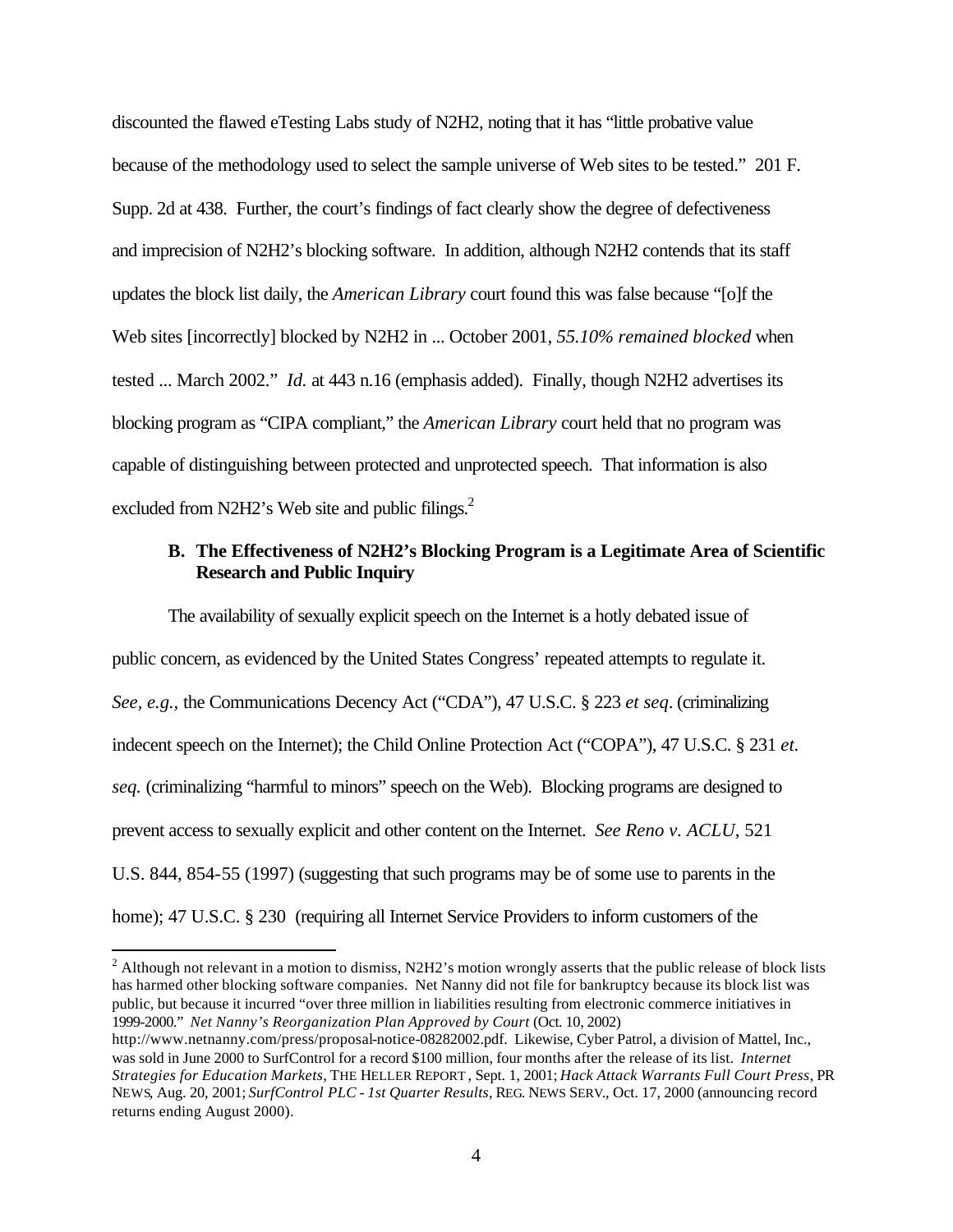discounted the flawed eTesting Labs study of N2H2, noting that it has "little probative value because of the methodology used to select the sample universe of Web sites to be tested." 201 F. Supp. 2d at 438. Further, the court's findings of fact clearly show the degree of defectiveness and imprecision of N2H2's blocking software. In addition, although N2H2 contends that its staff updates the block list daily, the *American Library* court found this was false because "[o]f the Web sites [incorrectly] blocked by N2H2 in ... October 2001, *55.10% remained blocked* when tested ... March 2002." *Id.* at 443 n.16 (emphasis added). Finally, though N2H2 advertises its blocking program as "CIPA compliant," the *American Library* court held that no program was capable of distinguishing between protected and unprotected speech. That information is also excluded from N2H2's Web site and public filings.[2]

### B. The Effectiveness of N2H2's Blocking Program is a Legitimate Area of Scientific Research and Public Inquiry

The availability of sexually explicit speech on the Internet is a hotly debated issue of public concern, as evidenced by the United States Congress' repeated attempts to regulate it. *See, e.g.,* the Communications Decency Act ("CDA"), 47 U.S.C. § 223 *et seq*. (criminalizing indecent speech on the Internet); the Child Online Protection Act ("COPA"), 47 U.S.C. § 231 *et. seq.* (criminalizing "harmful to minors" speech on the Web). Blocking programs are designed to prevent access to sexually explicit and other content on the Internet. *See Reno v. ACLU*, 521 U.S. 844, 854-55 (1997) (suggesting that such programs may be of some use to parents in the home); 47 U.S.C. § 230 (requiring all Internet Service Providers to inform customers of the

---

[2] Although not relevant in a motion to dismiss, N2H2's motion wrongly asserts that the public release of block lists has harmed other blocking software companies. Net Nanny did not file for bankruptcy because its block list was public, but because it incurred "over three million in liabilities resulting from electronic commerce initiatives in 1999-2000." *Net Nanny's Reorganization Plan Approved by Court* (Oct. 10, 2002) http://www.netnanny.com/press/proposal-notice-08282002.pdf. Likewise, Cyber Patrol, a division of Mattel, Inc., was sold in June 2000 to SurfControl for a record $100 million, four months after the release of its list. *Internet Strategies for Education Markets*, THE HELLER REPORT, Sept. 1, 2001; *Hack Attack Warrants Full Court Press*, PR NEWS, Aug. 20, 2001; *SurfControl PLC - 1st Quarter Results*, REG. NEWS SERV., Oct. 17, 2000 (announcing record returns ending August 2000).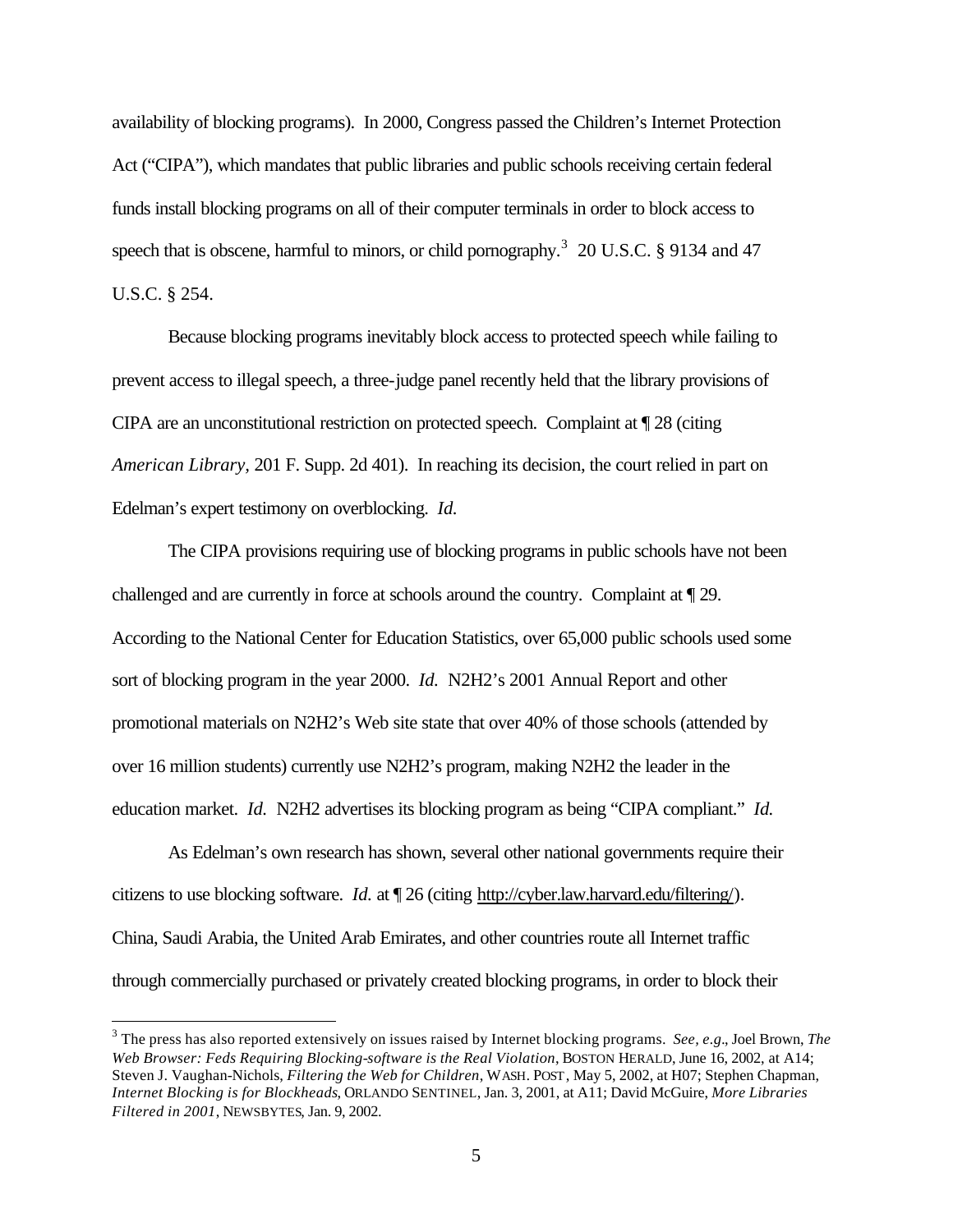availability of blocking programs). In 2000, Congress passed the Children's Internet Protection Act ("CIPA"), which mandates that public libraries and public schools receiving certain federal funds install blocking programs on all of their computer terminals in order to block access to speech that is obscene, harmful to minors, or child pornography.[3] 20 U.S.C. § 9134 and 47 U.S.C. § 254.

Because blocking programs inevitably block access to protected speech while failing to prevent access to illegal speech, a three-judge panel recently held that the library provisions of CIPA are an unconstitutional restriction on protected speech. Complaint at ¶ 28 (citing *American Library*, 201 F. Supp. 2d 401). In reaching its decision, the court relied in part on Edelman's expert testimony on overblocking. *Id.*

The CIPA provisions requiring use of blocking programs in public schools have not been challenged and are currently in force at schools around the country. Complaint at ¶ 29. According to the National Center for Education Statistics, over 65,000 public schools used some sort of blocking program in the year 2000. *Id.* N2H2's 2001 Annual Report and other promotional materials on N2H2's Web site state that over 40% of those schools (attended by over 16 million students) currently use N2H2's program, making N2H2 the leader in the education market. *Id.* N2H2 advertises its blocking program as being "CIPA compliant." *Id.*

As Edelman's own research has shown, several other national governments require their citizens to use blocking software. *Id.* at ¶ 26 (citing http://cyber.law.harvard.edu/filtering/). China, Saudi Arabia, the United Arab Emirates, and other countries route all Internet traffic through commercially purchased or privately created blocking programs, in order to block their

---

[3] The press has also reported extensively on issues raised by Internet blocking programs. *See, e.g.*, Joel Brown, *The Web Browser: Feds Requiring Blocking-software is the Real Violation*, BOSTON HERALD, June 16, 2002, at A14; Steven J. Vaughan-Nichols, *Filtering the Web for Children*, WASH. POST, May 5, 2002, at H07; Stephen Chapman, *Internet Blocking is for Blockheads*, ORLANDO SENTINEL, Jan. 3, 2001, at A11; David McGuire, *More Libraries Filtered in 2001*, NEWSBYTES, Jan. 9, 2002.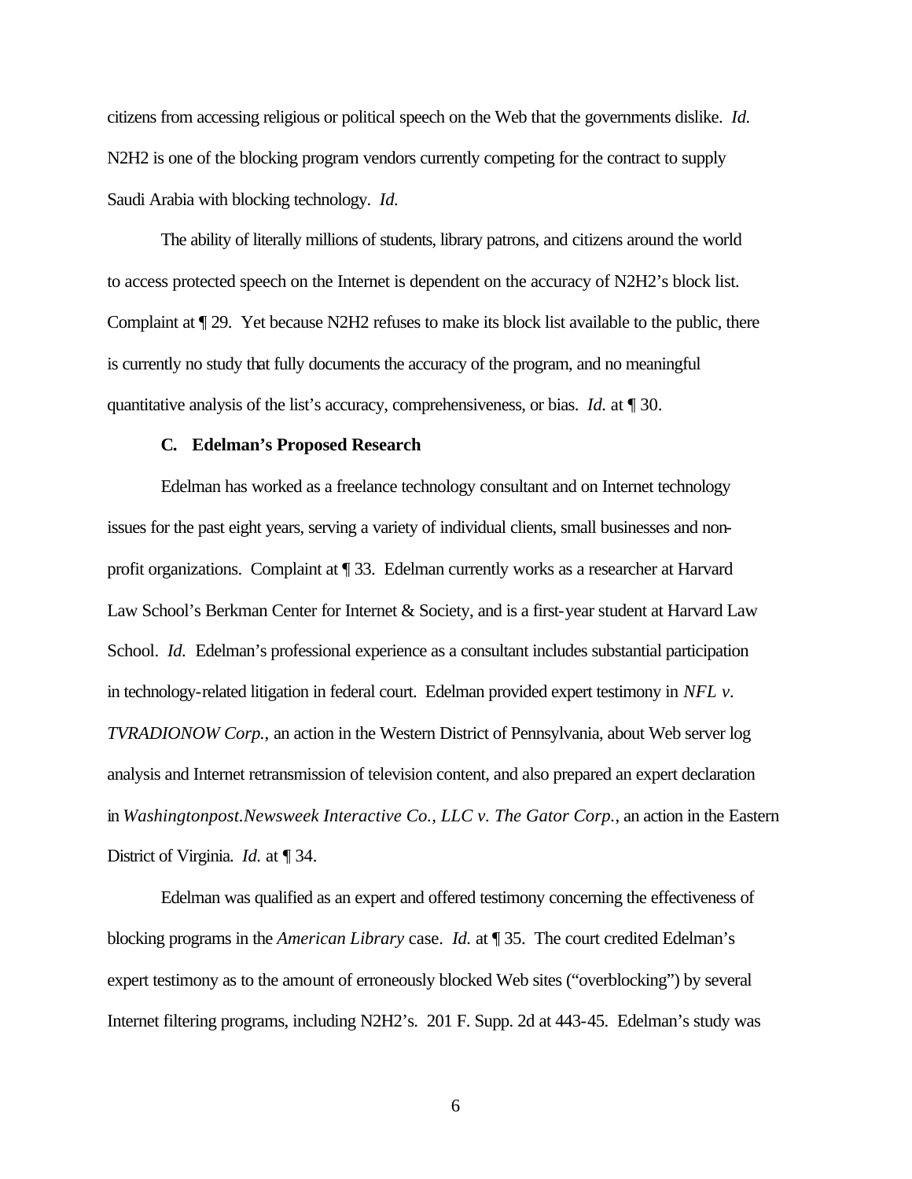citizens from accessing religious or political speech on the Web that the governments dislike. *Id.* N2H2 is one of the blocking program vendors currently competing for the contract to supply Saudi Arabia with blocking technology. *Id.*

The ability of literally millions of students, library patrons, and citizens around the world to access protected speech on the Internet is dependent on the accuracy of N2H2's block list. Complaint at ¶ 29. Yet because N2H2 refuses to make its block list available to the public, there is currently no study that fully documents the accuracy of the program, and no meaningful quantitative analysis of the list's accuracy, comprehensiveness, or bias. *Id.* at ¶ 30.

**C. Edelman's Proposed Research**

Edelman has worked as a freelance technology consultant and on Internet technology issues for the past eight years, serving a variety of individual clients, small businesses and non-profit organizations. Complaint at ¶ 33. Edelman currently works as a researcher at Harvard Law School's Berkman Center for Internet & Society, and is a first-year student at Harvard Law School. *Id.* Edelman's professional experience as a consultant includes substantial participation in technology-related litigation in federal court. Edelman provided expert testimony in *NFL v. TVRADIONOW Corp.*, an action in the Western District of Pennsylvania, about Web server log analysis and Internet retransmission of television content, and also prepared an expert declaration in *Washingtonpost.Newsweek Interactive Co., LLC v. The Gator Corp.*, an action in the Eastern District of Virginia. *Id.* at ¶ 34.

Edelman was qualified as an expert and offered testimony concerning the effectiveness of blocking programs in the *American Library* case. *Id.* at ¶ 35. The court credited Edelman's expert testimony as to the amount of erroneously blocked Web sites ("overblocking") by several Internet filtering programs, including N2H2's. 201 F. Supp. 2d at 443-45. Edelman's study was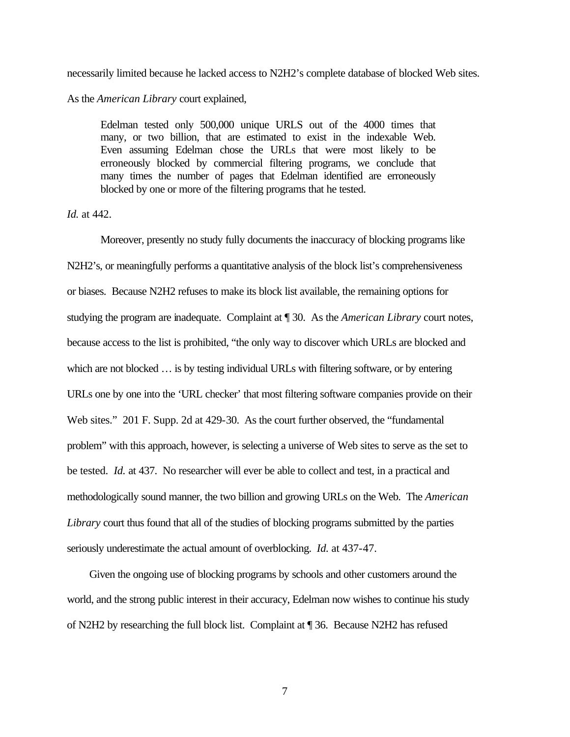necessarily limited because he lacked access to N2H2's complete database of blocked Web sites. As the *American Library* court explained,

> Edelman tested only 500,000 unique URLS out of the 4000 times that many, or two billion, that are estimated to exist in the indexable Web. Even assuming Edelman chose the URLs that were most likely to be erroneously blocked by commercial filtering programs, we conclude that many times the number of pages that Edelman identified are erroneously blocked by one or more of the filtering programs that he tested.

*Id.* at 442.

Moreover, presently no study fully documents the inaccuracy of blocking programs like N2H2's, or meaningfully performs a quantitative analysis of the block list's comprehensiveness or biases. Because N2H2 refuses to make its block list available, the remaining options for studying the program are inadequate. Complaint at ¶ 30. As the *American Library* court notes, because access to the list is prohibited, "the only way to discover which URLs are blocked and which are not blocked … is by testing individual URLs with filtering software, or by entering URLs one by one into the 'URL checker' that most filtering software companies provide on their Web sites." 201 F. Supp. 2d at 429-30. As the court further observed, the "fundamental problem" with this approach, however, is selecting a universe of Web sites to serve as the set to be tested. *Id.* at 437. No researcher will ever be able to collect and test, in a practical and methodologically sound manner, the two billion and growing URLs on the Web. The *American Library* court thus found that all of the studies of blocking programs submitted by the parties seriously underestimate the actual amount of overblocking. *Id.* at 437-47.

Given the ongoing use of blocking programs by schools and other customers around the world, and the strong public interest in their accuracy, Edelman now wishes to continue his study of N2H2 by researching the full block list. Complaint at ¶ 36. Because N2H2 has refused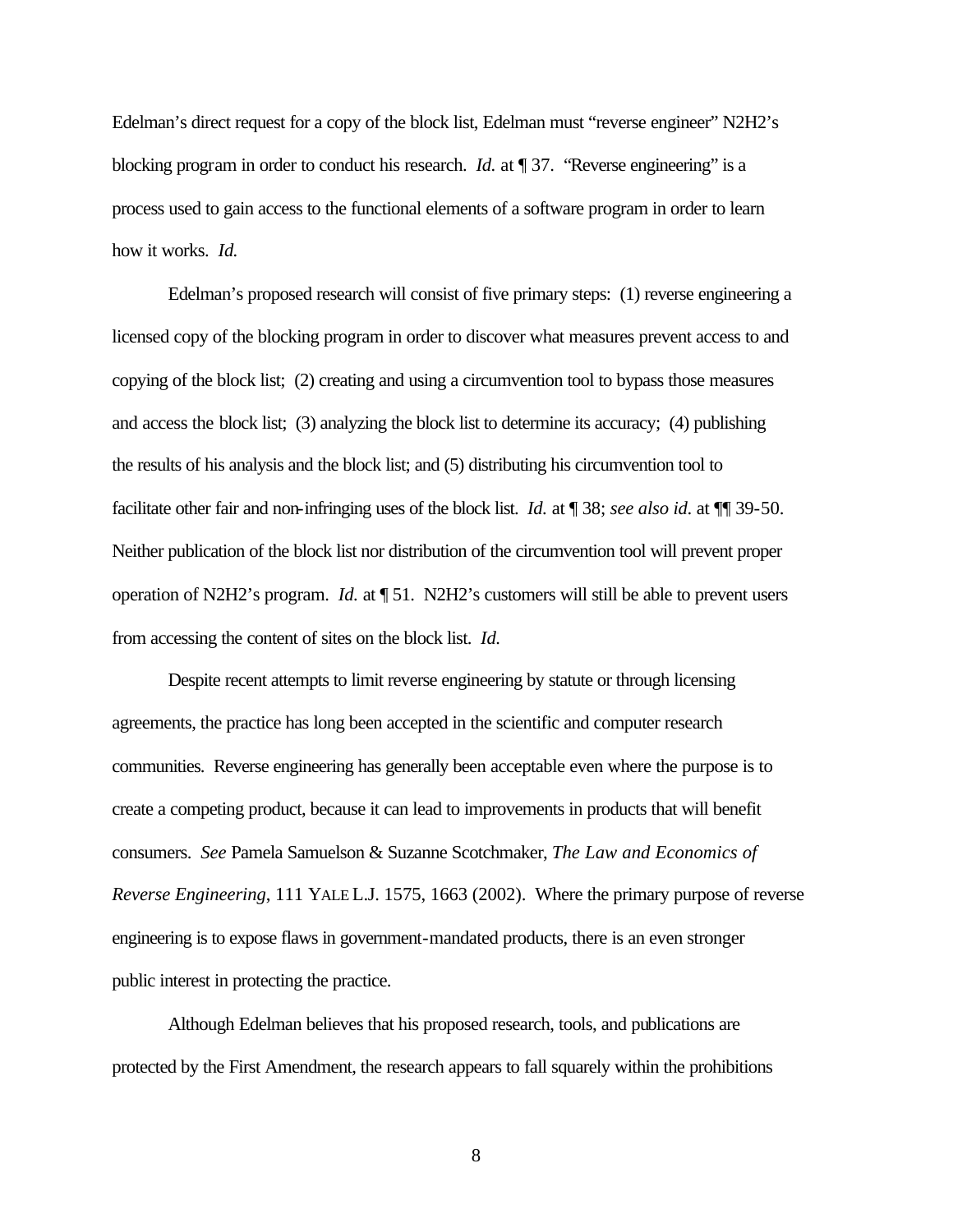Edelman's direct request for a copy of the block list, Edelman must "reverse engineer" N2H2's blocking program in order to conduct his research. *Id.* at ¶ 37. "Reverse engineering" is a process used to gain access to the functional elements of a software program in order to learn how it works. *Id.*

Edelman's proposed research will consist of five primary steps: (1) reverse engineering a licensed copy of the blocking program in order to discover what measures prevent access to and copying of the block list; (2) creating and using a circumvention tool to bypass those measures and access the block list; (3) analyzing the block list to determine its accuracy; (4) publishing the results of his analysis and the block list; and (5) distributing his circumvention tool to facilitate other fair and non-infringing uses of the block list. *Id.* at ¶ 38; *see also id.* at ¶¶ 39-50. Neither publication of the block list nor distribution of the circumvention tool will prevent proper operation of N2H2's program. *Id.* at ¶ 51. N2H2's customers will still be able to prevent users from accessing the content of sites on the block list. *Id.*

Despite recent attempts to limit reverse engineering by statute or through licensing agreements, the practice has long been accepted in the scientific and computer research communities. Reverse engineering has generally been acceptable even where the purpose is to create a competing product, because it can lead to improvements in products that will benefit consumers. *See* Pamela Samuelson & Suzanne Scotchmaker, *The Law and Economics of Reverse Engineering*, 111 YALE L.J. 1575, 1663 (2002). Where the primary purpose of reverse engineering is to expose flaws in government-mandated products, there is an even stronger public interest in protecting the practice.

Although Edelman believes that his proposed research, tools, and publications are protected by the First Amendment, the research appears to fall squarely within the prohibitions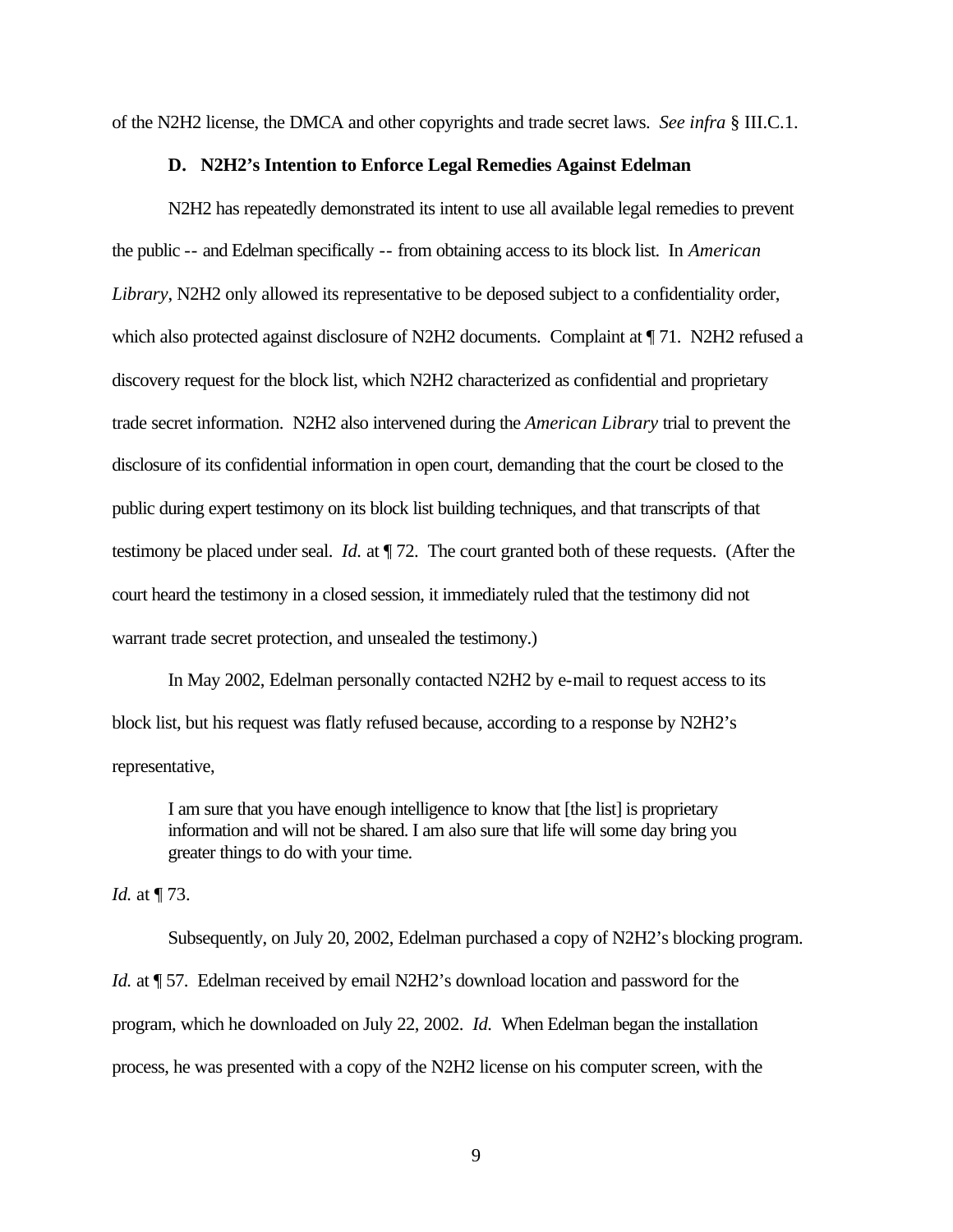of the N2H2 license, the DMCA and other copyrights and trade secret laws. *See infra* § III.C.1.

### D. N2H2's Intention to Enforce Legal Remedies Against Edelman

N2H2 has repeatedly demonstrated its intent to use all available legal remedies to prevent the public -- and Edelman specifically -- from obtaining access to its block list. In *American Library*, N2H2 only allowed its representative to be deposed subject to a confidentiality order, which also protected against disclosure of N2H2 documents. Complaint at ¶ 71. N2H2 refused a discovery request for the block list, which N2H2 characterized as confidential and proprietary trade secret information. N2H2 also intervened during the *American Library* trial to prevent the disclosure of its confidential information in open court, demanding that the court be closed to the public during expert testimony on its block list building techniques, and that transcripts of that testimony be placed under seal. *Id.* at ¶ 72. The court granted both of these requests. (After the court heard the testimony in a closed session, it immediately ruled that the testimony did not warrant trade secret protection, and unsealed the testimony.)

In May 2002, Edelman personally contacted N2H2 by e-mail to request access to its block list, but his request was flatly refused because, according to a response by N2H2's representative,

> I am sure that you have enough intelligence to know that [the list] is proprietary information and will not be shared. I am also sure that life will some day bring you greater things to do with your time.

*Id.* at ¶ 73.

Subsequently, on July 20, 2002, Edelman purchased a copy of N2H2's blocking program. *Id.* at ¶ 57. Edelman received by email N2H2's download location and password for the program, which he downloaded on July 22, 2002. *Id.* When Edelman began the installation process, he was presented with a copy of the N2H2 license on his computer screen, with the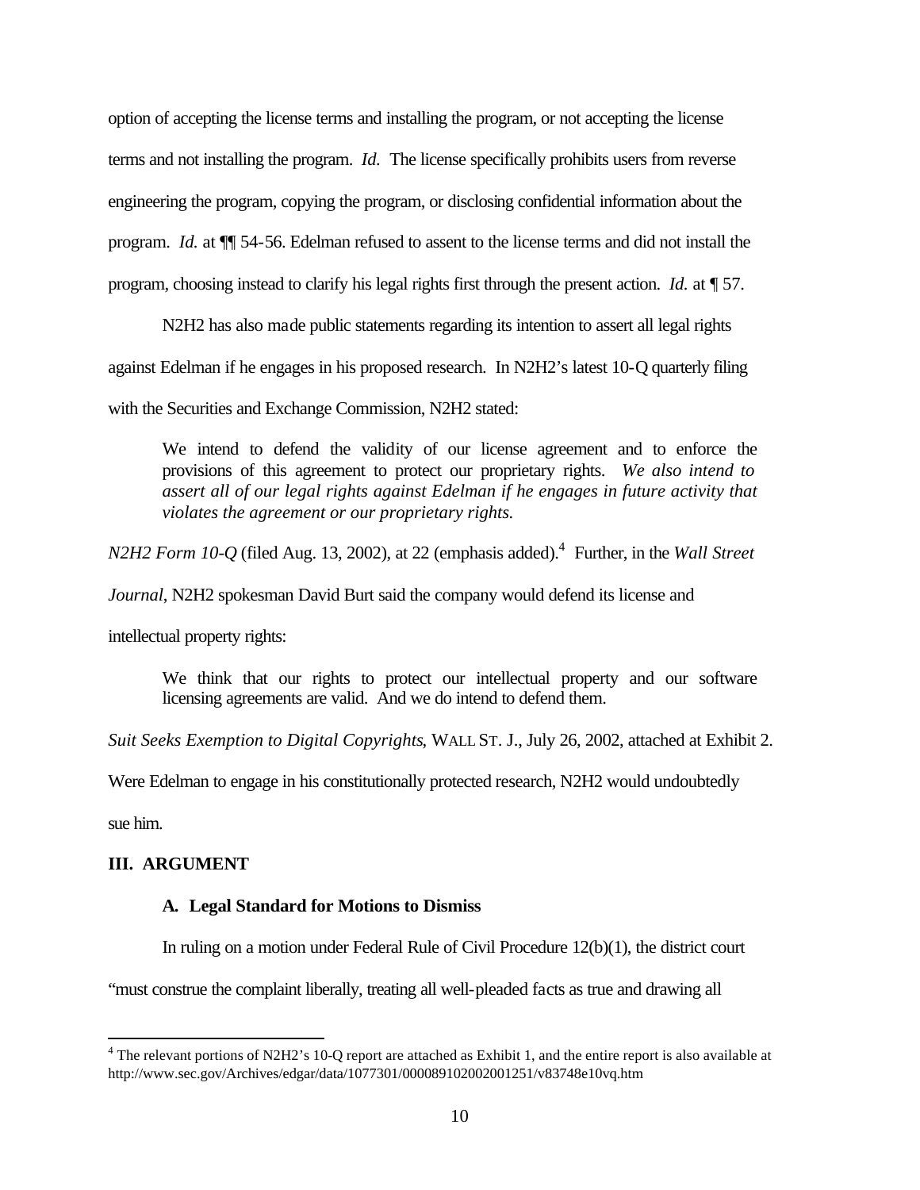option of accepting the license terms and installing the program, or not accepting the license terms and not installing the program. *Id.* The license specifically prohibits users from reverse engineering the program, copying the program, or disclosing confidential information about the program. *Id.* at ¶¶ 54-56. Edelman refused to assent to the license terms and did not install the program, choosing instead to clarify his legal rights first through the present action. *Id.* at ¶ 57.

N2H2 has also made public statements regarding its intention to assert all legal rights against Edelman if he engages in his proposed research. In N2H2's latest 10-Q quarterly filing with the Securities and Exchange Commission, N2H2 stated:

> We intend to defend the validity of our license agreement and to enforce the provisions of this agreement to protect our proprietary rights. *We also intend to assert all of our legal rights against Edelman if he engages in future activity that violates the agreement or our proprietary rights.*

*N2H2 Form 10-Q* (filed Aug. 13, 2002), at 22 (emphasis added).[4] Further, in the *Wall Street Journal*, N2H2 spokesman David Burt said the company would defend its license and intellectual property rights:

> We think that our rights to protect our intellectual property and our software licensing agreements are valid. And we do intend to defend them.

*Suit Seeks Exemption to Digital Copyrights*, WALL ST. J., July 26, 2002, attached at Exhibit 2.

Were Edelman to engage in his constitutionally protected research, N2H2 would undoubtedly sue him.

## III. ARGUMENT

### A. Legal Standard for Motions to Dismiss

In ruling on a motion under Federal Rule of Civil Procedure 12(b)(1), the district court "must construe the complaint liberally, treating all well-pleaded facts as true and drawing all

[4] The relevant portions of N2H2's 10-Q report are attached as Exhibit 1, and the entire report is also available at http://www.sec.gov/Archives/edgar/data/1077301/000089102002001251/v83748e10vq.htm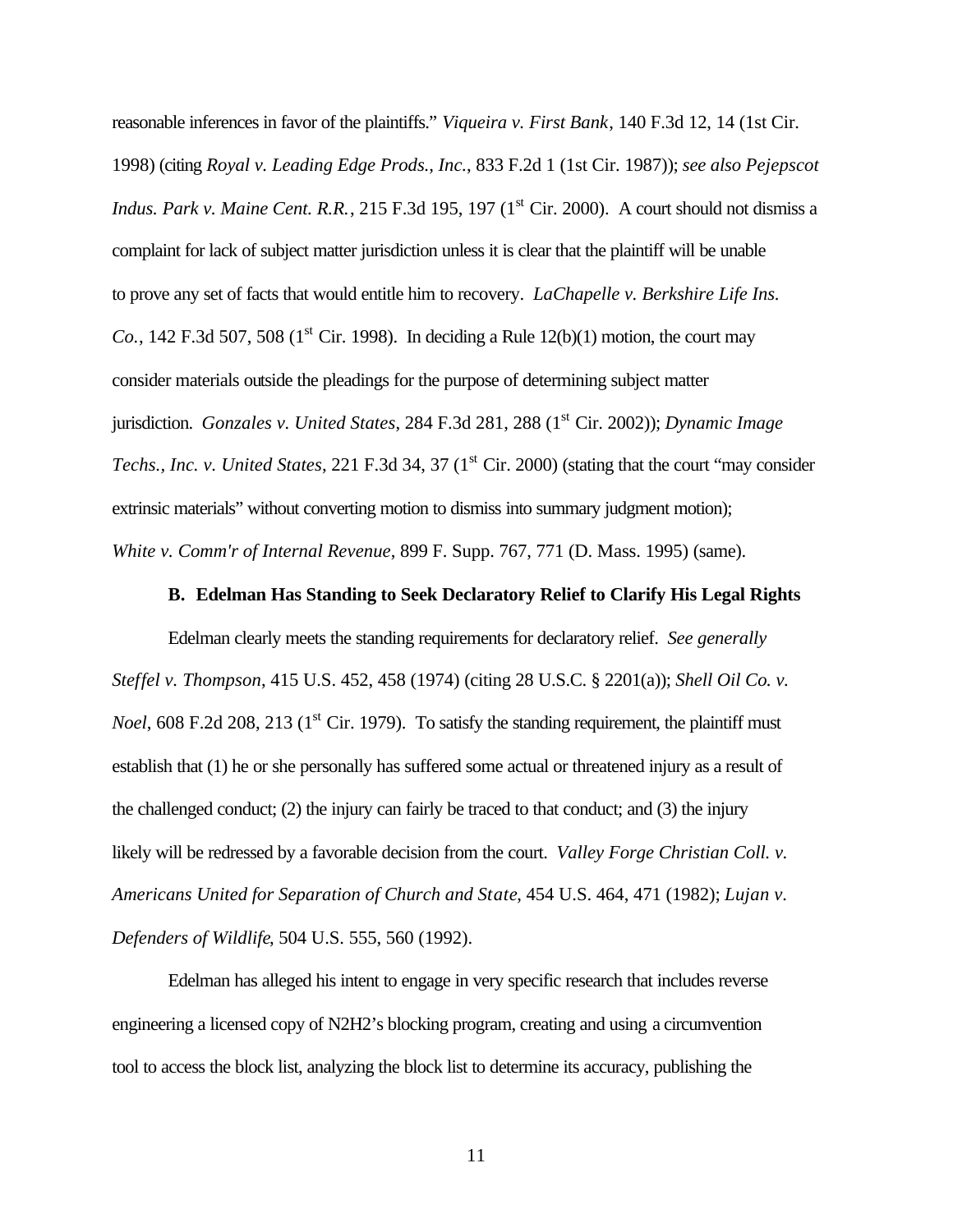reasonable inferences in favor of the plaintiffs." *Viqueira v. First Bank*, 140 F.3d 12, 14 (1st Cir. 1998) (citing *Royal v. Leading Edge Prods., Inc.*, 833 F.2d 1 (1st Cir. 1987)); *see also Pejepscot Indus. Park v. Maine Cent. R.R.*, 215 F.3d 195, 197 (1st Cir. 2000). A court should not dismiss a complaint for lack of subject matter jurisdiction unless it is clear that the plaintiff will be unable to prove any set of facts that would entitle him to recovery. *LaChapelle v. Berkshire Life Ins. Co.*, 142 F.3d 507, 508 (1st Cir. 1998). In deciding a Rule 12(b)(1) motion, the court may consider materials outside the pleadings for the purpose of determining subject matter jurisdiction. *Gonzales v. United States*, 284 F.3d 281, 288 (1st Cir. 2002)); *Dynamic Image Techs., Inc. v. United States*, 221 F.3d 34, 37 (1st Cir. 2000) (stating that the court "may consider extrinsic materials" without converting motion to dismiss into summary judgment motion); *White v. Comm'r of Internal Revenue*, 899 F. Supp. 767, 771 (D. Mass. 1995) (same).

### B. Edelman Has Standing to Seek Declaratory Relief to Clarify His Legal Rights

Edelman clearly meets the standing requirements for declaratory relief. *See generally Steffel v. Thompson*, 415 U.S. 452, 458 (1974) (citing 28 U.S.C. § 2201(a)); *Shell Oil Co. v. Noel*, 608 F.2d 208, 213 (1st Cir. 1979). To satisfy the standing requirement, the plaintiff must establish that (1) he or she personally has suffered some actual or threatened injury as a result of the challenged conduct; (2) the injury can fairly be traced to that conduct; and (3) the injury likely will be redressed by a favorable decision from the court. *Valley Forge Christian Coll. v. Americans United for Separation of Church and State*, 454 U.S. 464, 471 (1982); *Lujan v. Defenders of Wildlife*, 504 U.S. 555, 560 (1992).

Edelman has alleged his intent to engage in very specific research that includes reverse engineering a licensed copy of N2H2's blocking program, creating and using a circumvention tool to access the block list, analyzing the block list to determine its accuracy, publishing the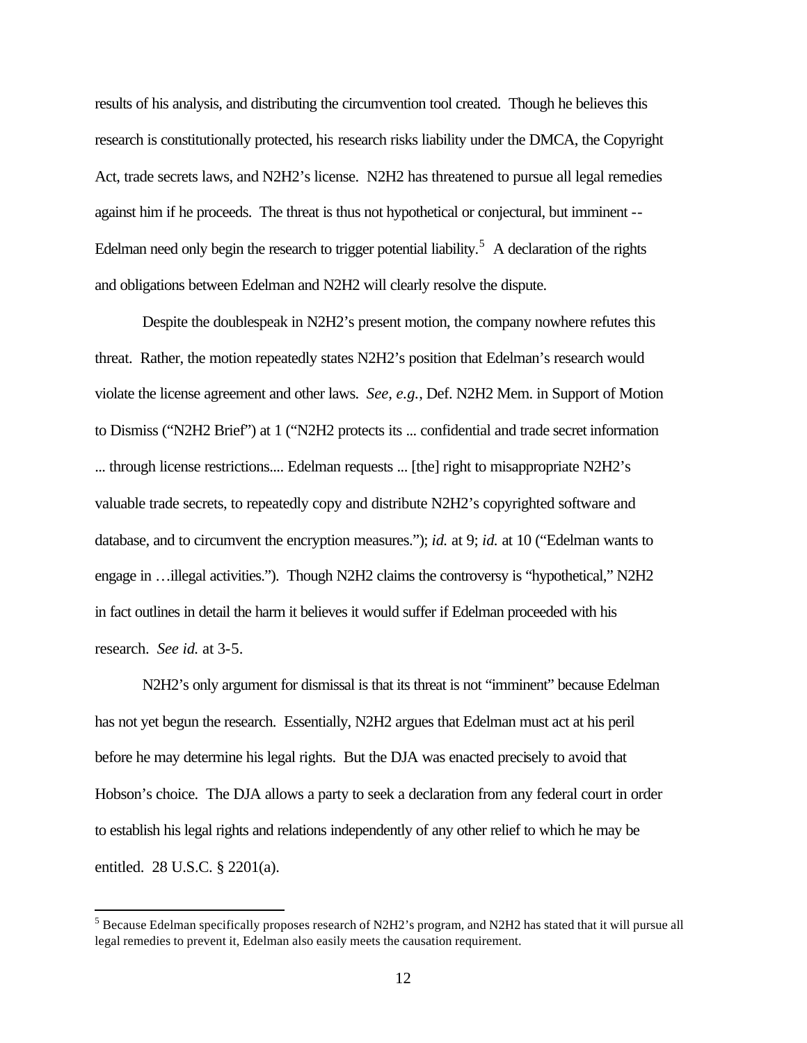results of his analysis, and distributing the circumvention tool created. Though he believes this research is constitutionally protected, his research risks liability under the DMCA, the Copyright Act, trade secrets laws, and N2H2's license. N2H2 has threatened to pursue all legal remedies against him if he proceeds. The threat is thus not hypothetical or conjectural, but imminent -- Edelman need only begin the research to trigger potential liability.[5] A declaration of the rights and obligations between Edelman and N2H2 will clearly resolve the dispute.

Despite the doublespeak in N2H2's present motion, the company nowhere refutes this threat. Rather, the motion repeatedly states N2H2's position that Edelman's research would violate the license agreement and other laws. *See, e.g.*, Def. N2H2 Mem. in Support of Motion to Dismiss ("N2H2 Brief") at 1 ("N2H2 protects its ... confidential and trade secret information ... through license restrictions.... Edelman requests ... [the] right to misappropriate N2H2's valuable trade secrets, to repeatedly copy and distribute N2H2's copyrighted software and database, and to circumvent the encryption measures."); *id.* at 9; *id.* at 10 ("Edelman wants to engage in …illegal activities."). Though N2H2 claims the controversy is "hypothetical," N2H2 in fact outlines in detail the harm it believes it would suffer if Edelman proceeded with his research. *See id.* at 3-5.

N2H2's only argument for dismissal is that its threat is not "imminent" because Edelman has not yet begun the research. Essentially, N2H2 argues that Edelman must act at his peril before he may determine his legal rights. But the DJA was enacted precisely to avoid that Hobson's choice. The DJA allows a party to seek a declaration from any federal court in order to establish his legal rights and relations independently of any other relief to which he may be entitled. 28 U.S.C. § 2201(a).

[5] Because Edelman specifically proposes research of N2H2's program, and N2H2 has stated that it will pursue all legal remedies to prevent it, Edelman also easily meets the causation requirement.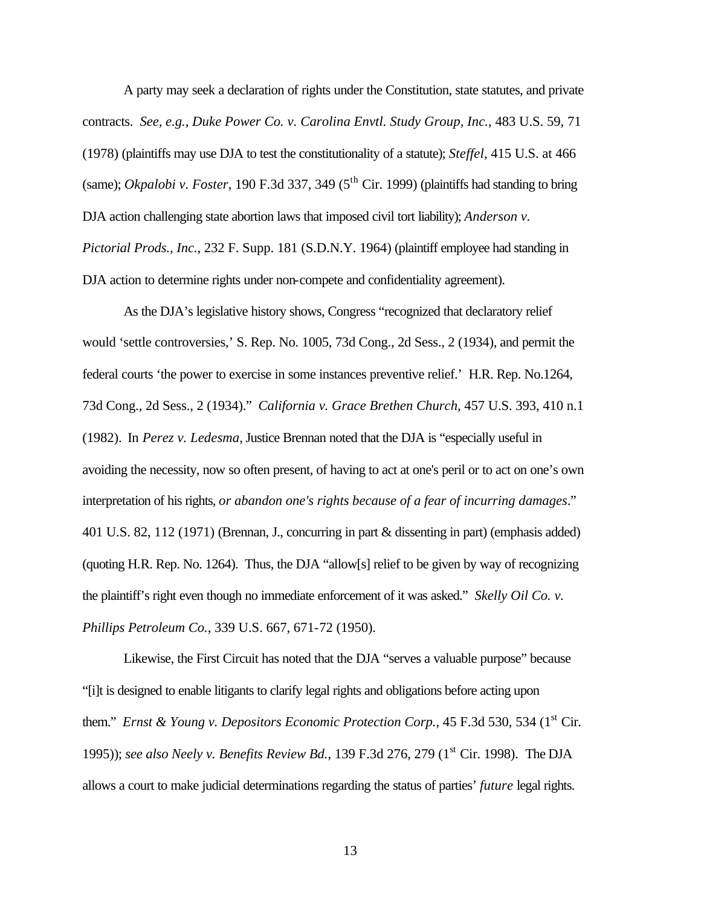A party may seek a declaration of rights under the Constitution, state statutes, and private contracts. *See, e.g.*, *Duke Power Co. v. Carolina Envtl. Study Group, Inc.*, 483 U.S. 59, 71 (1978) (plaintiffs may use DJA to test the constitutionality of a statute); *Steffel*, 415 U.S. at 466 (same); *Okpalobi v. Foster*, 190 F.3d 337, 349 (5th Cir. 1999) (plaintiffs had standing to bring DJA action challenging state abortion laws that imposed civil tort liability); *Anderson v. Pictorial Prods., Inc.*, 232 F. Supp. 181 (S.D.N.Y. 1964) (plaintiff employee had standing in DJA action to determine rights under non-compete and confidentiality agreement).

As the DJA's legislative history shows, Congress "recognized that declaratory relief would 'settle controversies,' S. Rep. No. 1005, 73d Cong., 2d Sess., 2 (1934), and permit the federal courts 'the power to exercise in some instances preventive relief.' H.R. Rep. No.1264, 73d Cong., 2d Sess., 2 (1934)." *California v. Grace Brethen Church*, 457 U.S. 393, 410 n.1 (1982). In *Perez v. Ledesma*, Justice Brennan noted that the DJA is "especially useful in avoiding the necessity, now so often present, of having to act at one's peril or to act on one's own interpretation of his rights, *or abandon one's rights because of a fear of incurring damages*." 401 U.S. 82, 112 (1971) (Brennan, J., concurring in part & dissenting in part) (emphasis added) (quoting H.R. Rep. No. 1264). Thus, the DJA "allow[s] relief to be given by way of recognizing the plaintiff's right even though no immediate enforcement of it was asked." *Skelly Oil Co. v. Phillips Petroleum Co.*, 339 U.S. 667, 671-72 (1950).

Likewise, the First Circuit has noted that the DJA "serves a valuable purpose" because "[i]t is designed to enable litigants to clarify legal rights and obligations before acting upon them." *Ernst & Young v. Depositors Economic Protection Corp.*, 45 F.3d 530, 534 (1st Cir. 1995)); *see also Neely v. Benefits Review Bd.*, 139 F.3d 276, 279 (1st Cir. 1998). The DJA allows a court to make judicial determinations regarding the status of parties' *future* legal rights.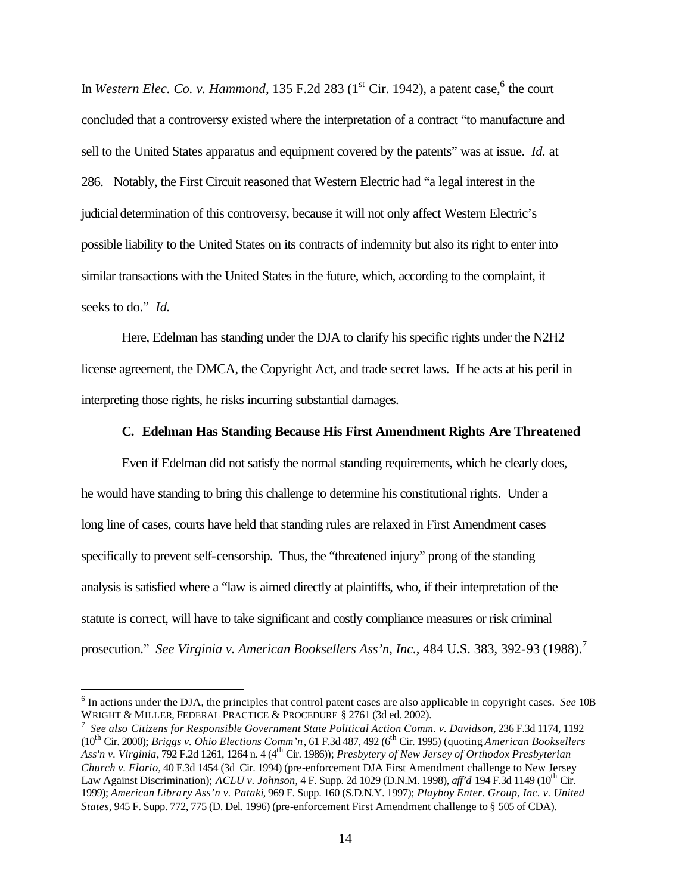In *Western Elec. Co. v. Hammond*, 135 F.2d 283 (1st Cir. 1942), a patent case,[6] the court concluded that a controversy existed where the interpretation of a contract "to manufacture and sell to the United States apparatus and equipment covered by the patents" was at issue. *Id.* at 286. Notably, the First Circuit reasoned that Western Electric had "a legal interest in the judicial determination of this controversy, because it will not only affect Western Electric's possible liability to the United States on its contracts of indemnity but also its right to enter into similar transactions with the United States in the future, which, according to the complaint, it seeks to do." *Id.*

Here, Edelman has standing under the DJA to clarify his specific rights under the N2H2 license agreement, the DMCA, the Copyright Act, and trade secret laws. If he acts at his peril in interpreting those rights, he risks incurring substantial damages.

### C. Edelman Has Standing Because His First Amendment Rights Are Threatened

Even if Edelman did not satisfy the normal standing requirements, which he clearly does, he would have standing to bring this challenge to determine his constitutional rights. Under a long line of cases, courts have held that standing rules are relaxed in First Amendment cases specifically to prevent self-censorship. Thus, the "threatened injury" prong of the standing analysis is satisfied where a "law is aimed directly at plaintiffs, who, if their interpretation of the statute is correct, will have to take significant and costly compliance measures or risk criminal prosecution." *See Virginia v. American Booksellers Ass'n, Inc.*, 484 U.S. 383, 392-93 (1988).[7]

---

[6] In actions under the DJA, the principles that control patent cases are also applicable in copyright cases. *See* 10B WRIGHT & MILLER, FEDERAL PRACTICE & PROCEDURE § 2761 (3d ed. 2002).

[7] *See also Citizens for Responsible Government State Political Action Comm. v. Davidson*, 236 F.3d 1174, 1192 (10th Cir. 2000); *Briggs v. Ohio Elections Comm'n*, 61 F.3d 487, 492 (6th Cir. 1995) (quoting *American Booksellers Ass'n v. Virginia*, 792 F.2d 1261, 1264 n. 4 (4th Cir. 1986)); *Presbytery of New Jersey of Orthodox Presbyterian Church v. Florio*, 40 F.3d 1454 (3d Cir. 1994) (pre-enforcement DJA First Amendment challenge to New Jersey Law Against Discrimination); *ACLU v. Johnson*, 4 F. Supp. 2d 1029 (D.N.M. 1998), *aff'd* 194 F.3d 1149 (10th Cir. 1999); *American Library Ass'n v. Pataki*, 969 F. Supp. 160 (S.D.N.Y. 1997); *Playboy Enter. Group, Inc. v. United States*, 945 F. Supp. 772, 775 (D. Del. 1996) (pre-enforcement First Amendment challenge to § 505 of CDA).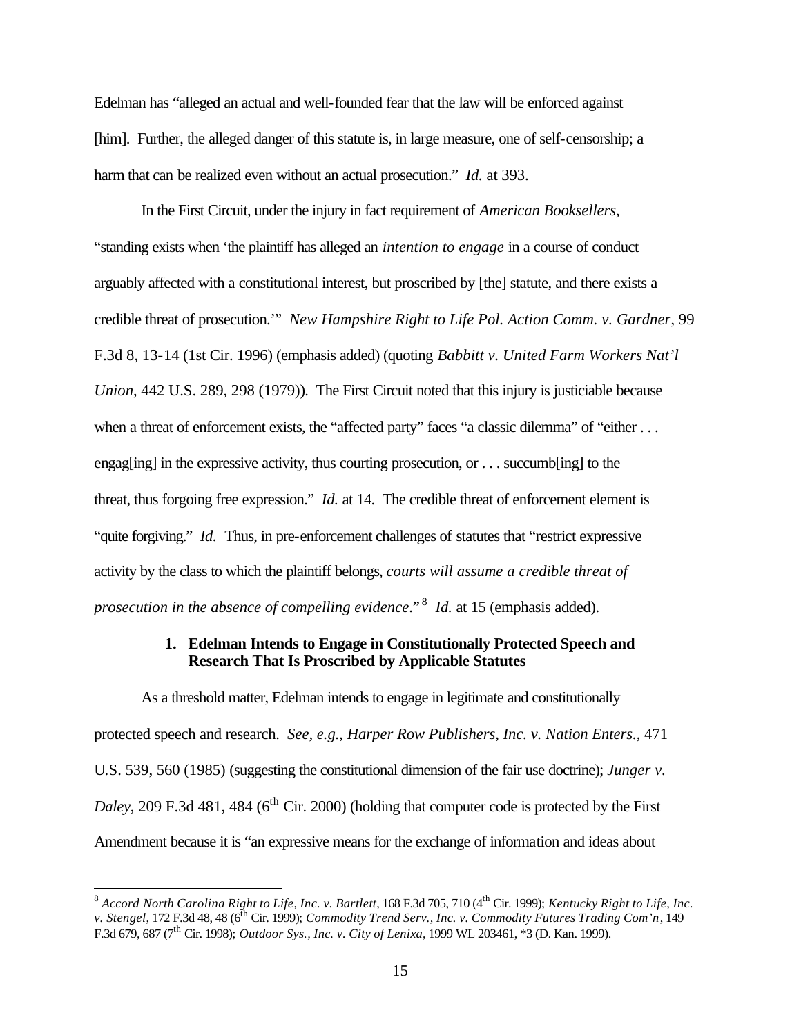Edelman has "alleged an actual and well-founded fear that the law will be enforced against [him]. Further, the alleged danger of this statute is, in large measure, one of self-censorship; a harm that can be realized even without an actual prosecution." *Id.* at 393.

In the First Circuit, under the injury in fact requirement of *American Booksellers*, "standing exists when 'the plaintiff has alleged an *intention to engage* in a course of conduct arguably affected with a constitutional interest, but proscribed by [the] statute, and there exists a credible threat of prosecution.'" *New Hampshire Right to Life Pol. Action Comm. v. Gardner*, 99 F.3d 8, 13-14 (1st Cir. 1996) (emphasis added) (quoting *Babbitt v. United Farm Workers Nat'l Union*, 442 U.S. 289, 298 (1979)). The First Circuit noted that this injury is justiciable because when a threat of enforcement exists, the "affected party" faces "a classic dilemma" of "either . . . engag[ing] in the expressive activity, thus courting prosecution, or . . . succumb[ing] to the threat, thus forgoing free expression." *Id.* at 14. The credible threat of enforcement element is "quite forgiving." *Id.* Thus, in pre-enforcement challenges of statutes that "restrict expressive activity by the class to which the plaintiff belongs, *courts will assume a credible threat of prosecution in the absence of compelling evidence*."[8] *Id.* at 15 (emphasis added).

### 1. Edelman Intends to Engage in Constitutionally Protected Speech and Research That Is Proscribed by Applicable Statutes

As a threshold matter, Edelman intends to engage in legitimate and constitutionally protected speech and research. *See, e.g.*, *Harper Row Publishers, Inc. v. Nation Enters.*, 471 U.S. 539, 560 (1985) (suggesting the constitutional dimension of the fair use doctrine); *Junger v. Daley*, 209 F.3d 481, 484 (6th Cir. 2000) (holding that computer code is protected by the First Amendment because it is "an expressive means for the exchange of information and ideas about

[8] *Accord North Carolina Right to Life, Inc. v. Bartlett*, 168 F.3d 705, 710 (4th Cir. 1999); *Kentucky Right to Life, Inc. v. Stengel*, 172 F.3d 48, 48 (6th Cir. 1999); *Commodity Trend Serv., Inc. v. Commodity Futures Trading Com'n*, 149 F.3d 679, 687 (7th Cir. 1998); *Outdoor Sys., Inc. v. City of Lenixa*, 1999 WL 203461, *3 (D. Kan. 1999).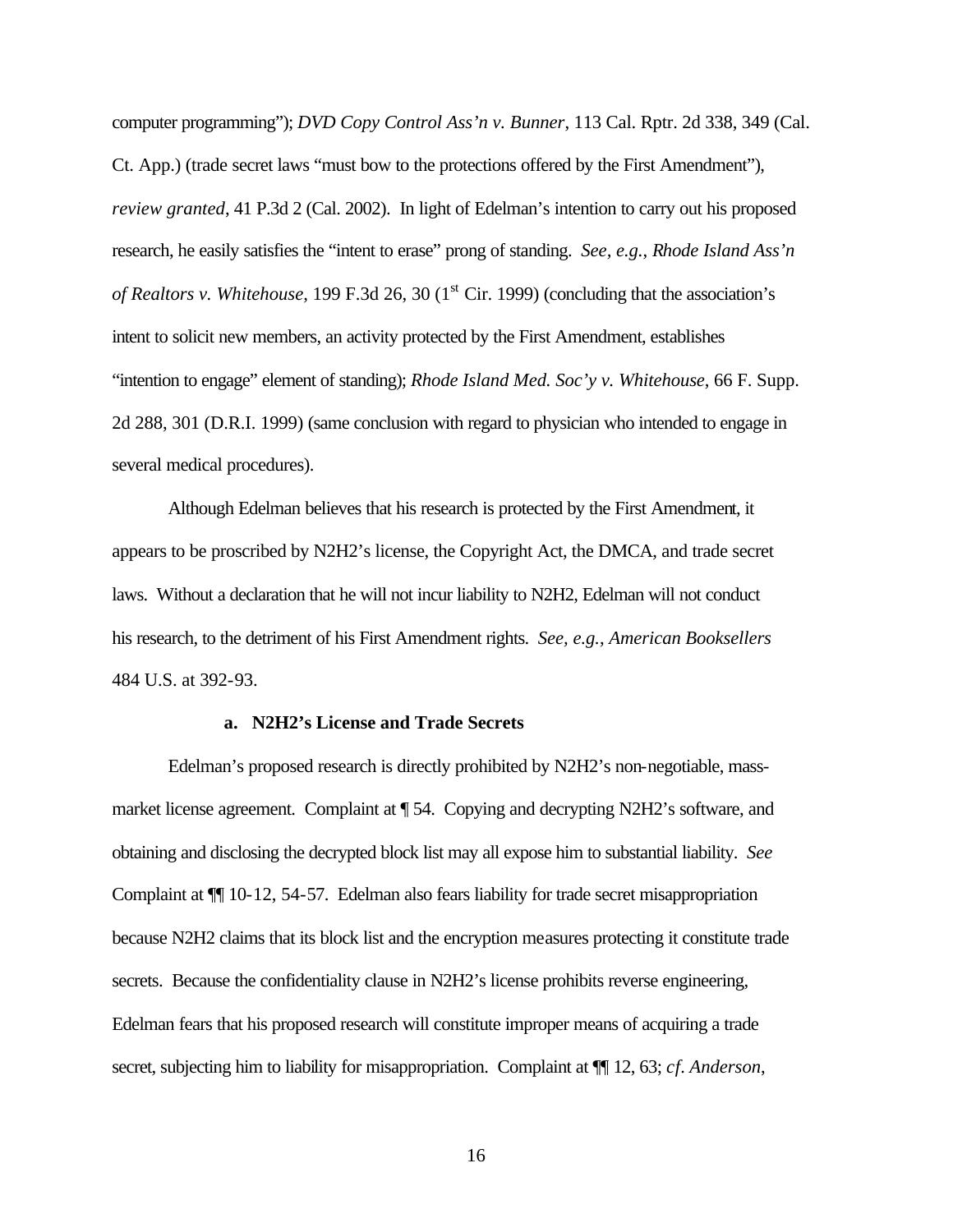computer programming"); *DVD Copy Control Ass'n v. Bunner*, 113 Cal. Rptr. 2d 338, 349 (Cal. Ct. App.) (trade secret laws "must bow to the protections offered by the First Amendment"), *review granted*, 41 P.3d 2 (Cal. 2002). In light of Edelman's intention to carry out his proposed research, he easily satisfies the "intent to erase" prong of standing. *See, e.g.*, *Rhode Island Ass'n of Realtors v. Whitehouse*, 199 F.3d 26, 30 (1st Cir. 1999) (concluding that the association's intent to solicit new members, an activity protected by the First Amendment, establishes "intention to engage" element of standing); *Rhode Island Med. Soc'y v. Whitehouse*, 66 F. Supp. 2d 288, 301 (D.R.I. 1999) (same conclusion with regard to physician who intended to engage in several medical procedures).

Although Edelman believes that his research is protected by the First Amendment, it appears to be proscribed by N2H2's license, the Copyright Act, the DMCA, and trade secret laws. Without a declaration that he will not incur liability to N2H2, Edelman will not conduct his research, to the detriment of his First Amendment rights. *See, e.g.*, *American Booksellers* 484 U.S. at 392-93.

**a. N2H2's License and Trade Secrets**

Edelman's proposed research is directly prohibited by N2H2's non-negotiable, mass-market license agreement. Complaint at ¶ 54. Copying and decrypting N2H2's software, and obtaining and disclosing the decrypted block list may all expose him to substantial liability. *See* Complaint at ¶¶ 10-12, 54-57. Edelman also fears liability for trade secret misappropriation because N2H2 claims that its block list and the encryption measures protecting it constitute trade secrets. Because the confidentiality clause in N2H2's license prohibits reverse engineering, Edelman fears that his proposed research will constitute improper means of acquiring a trade secret, subjecting him to liability for misappropriation. Complaint at ¶¶ 12, 63; *cf. Anderson*,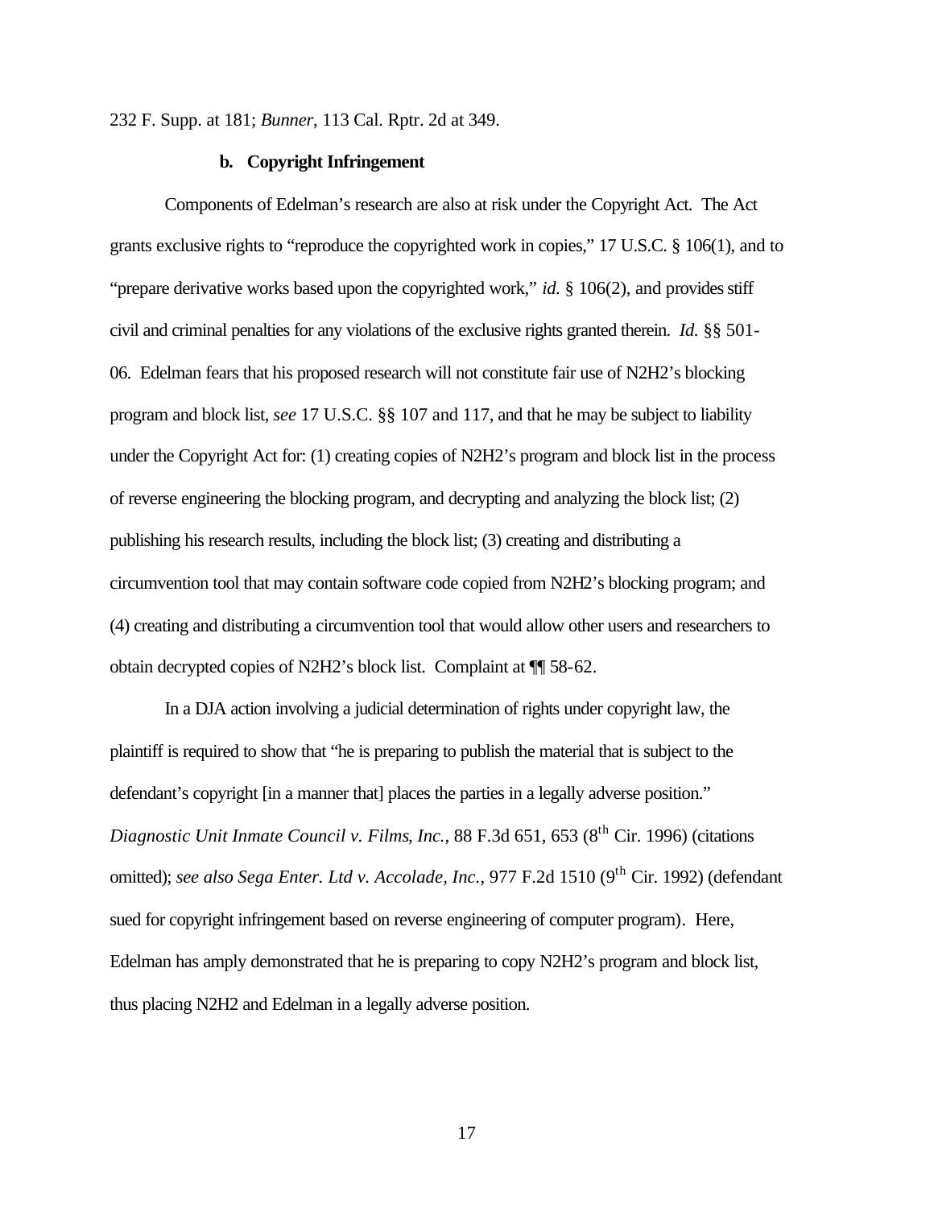232 F. Supp. at 181; *Bunner*, 113 Cal. Rptr. 2d at 349.

#### b. Copyright Infringement

Components of Edelman's research are also at risk under the Copyright Act. The Act grants exclusive rights to "reproduce the copyrighted work in copies," 17 U.S.C. § 106(1), and to "prepare derivative works based upon the copyrighted work," *id.* § 106(2), and provides stiff civil and criminal penalties for any violations of the exclusive rights granted therein. *Id.* §§ 501-06. Edelman fears that his proposed research will not constitute fair use of N2H2's blocking program and block list, *see* 17 U.S.C. §§ 107 and 117, and that he may be subject to liability under the Copyright Act for: (1) creating copies of N2H2's program and block list in the process of reverse engineering the blocking program, and decrypting and analyzing the block list; (2) publishing his research results, including the block list; (3) creating and distributing a circumvention tool that may contain software code copied from N2H2's blocking program; and (4) creating and distributing a circumvention tool that would allow other users and researchers to obtain decrypted copies of N2H2's block list. Complaint at ¶¶ 58-62.

In a DJA action involving a judicial determination of rights under copyright law, the plaintiff is required to show that "he is preparing to publish the material that is subject to the defendant's copyright [in a manner that] places the parties in a legally adverse position." *Diagnostic Unit Inmate Council v. Films, Inc.*, 88 F.3d 651, 653 (8th Cir. 1996) (citations omitted); *see also Sega Enter. Ltd v. Accolade, Inc.*, 977 F.2d 1510 (9th Cir. 1992) (defendant sued for copyright infringement based on reverse engineering of computer program). Here, Edelman has amply demonstrated that he is preparing to copy N2H2's program and block list, thus placing N2H2 and Edelman in a legally adverse position.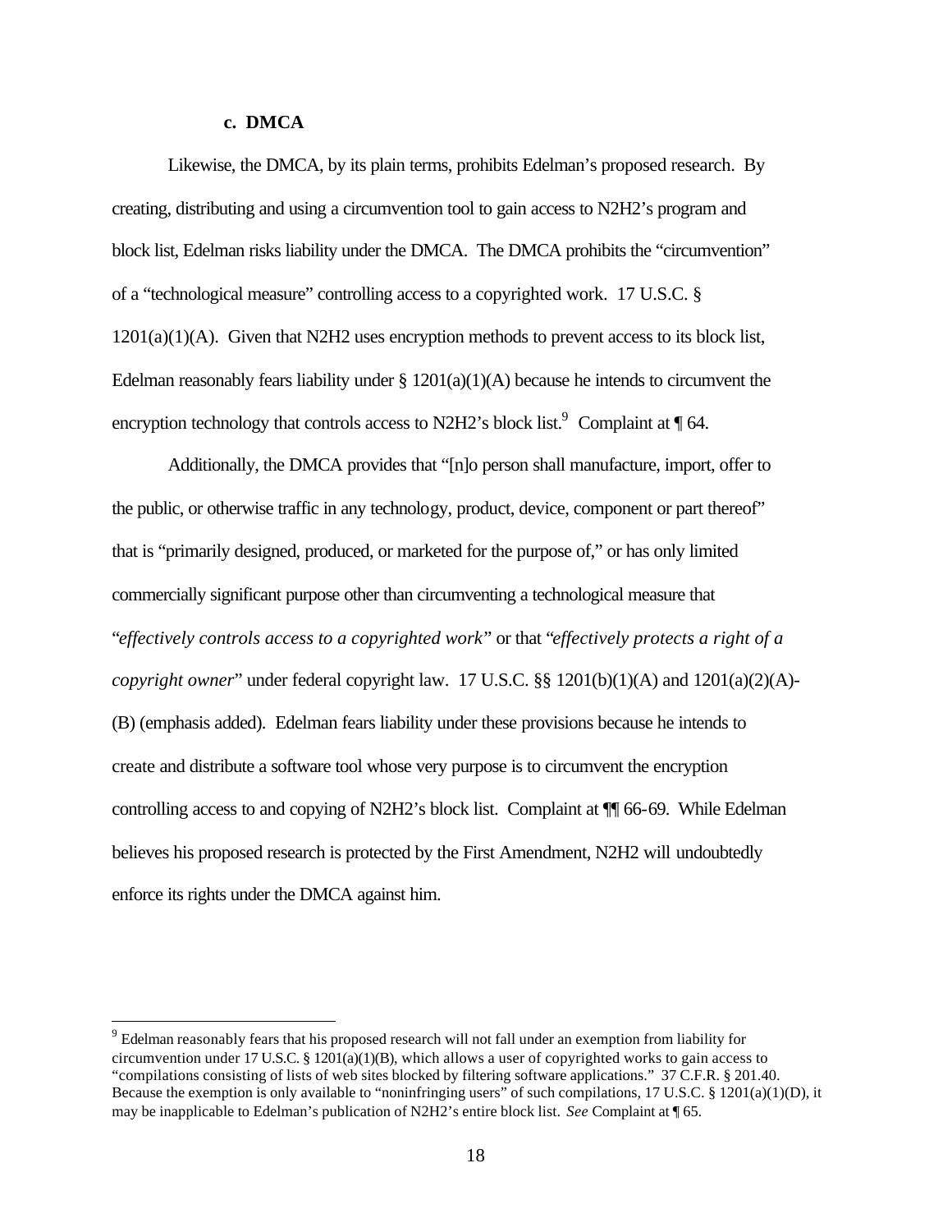### c. DMCA

Likewise, the DMCA, by its plain terms, prohibits Edelman's proposed research. By creating, distributing and using a circumvention tool to gain access to N2H2's program and block list, Edelman risks liability under the DMCA. The DMCA prohibits the "circumvention" of a "technological measure" controlling access to a copyrighted work. 17 U.S.C. § 1201(a)(1)(A). Given that N2H2 uses encryption methods to prevent access to its block list, Edelman reasonably fears liability under § 1201(a)(1)(A) because he intends to circumvent the encryption technology that controls access to N2H2's block list.[9] Complaint at ¶ 64.

Additionally, the DMCA provides that "[n]o person shall manufacture, import, offer to the public, or otherwise traffic in any technology, product, device, component or part thereof" that is "primarily designed, produced, or marketed for the purpose of," or has only limited commercially significant purpose other than circumventing a technological measure that "*effectively controls access to a copyrighted work*" or that "*effectively protects a right of a copyright owner*" under federal copyright law. 17 U.S.C. §§ 1201(b)(1)(A) and 1201(a)(2)(A)-(B) (emphasis added). Edelman fears liability under these provisions because he intends to create and distribute a software tool whose very purpose is to circumvent the encryption controlling access to and copying of N2H2's block list. Complaint at ¶¶ 66-69. While Edelman believes his proposed research is protected by the First Amendment, N2H2 will undoubtedly enforce its rights under the DMCA against him.

[9] Edelman reasonably fears that his proposed research will not fall under an exemption from liability for circumvention under 17 U.S.C. § 1201(a)(1)(B), which allows a user of copyrighted works to gain access to "compilations consisting of lists of web sites blocked by filtering software applications." 37 C.F.R. § 201.40. Because the exemption is only available to "noninfringing users" of such compilations, 17 U.S.C. § 1201(a)(1)(D), it may be inapplicable to Edelman's publication of N2H2's entire block list. *See* Complaint at ¶ 65.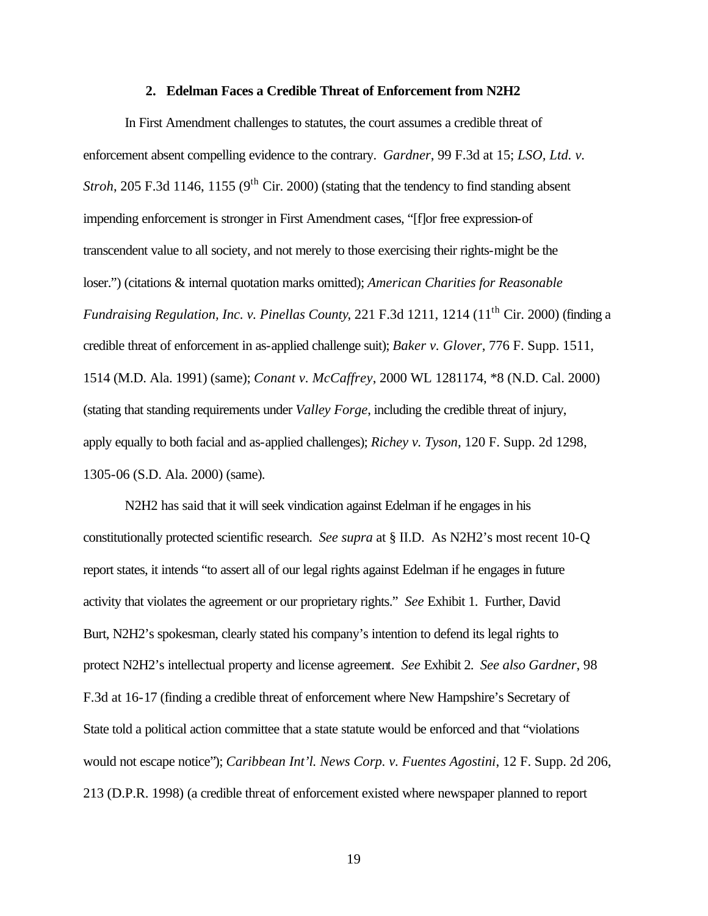### 2. Edelman Faces a Credible Threat of Enforcement from N2H2

In First Amendment challenges to statutes, the court assumes a credible threat of enforcement absent compelling evidence to the contrary. *Gardner*, 99 F.3d at 15; *LSO, Ltd. v. Stroh*, 205 F.3d 1146, 1155 (9th Cir. 2000) (stating that the tendency to find standing absent impending enforcement is stronger in First Amendment cases, "[f]or free expression-of transcendent value to all society, and not merely to those exercising their rights-might be the loser.") (citations & internal quotation marks omitted); *American Charities for Reasonable Fundraising Regulation, Inc. v. Pinellas County*, 221 F.3d 1211, 1214 (11th Cir. 2000) (finding a credible threat of enforcement in as-applied challenge suit); *Baker v. Glover*, 776 F. Supp. 1511, 1514 (M.D. Ala. 1991) (same); *Conant v. McCaffrey*, 2000 WL 1281174, *8 (N.D. Cal. 2000) (stating that standing requirements under *Valley Forge*, including the credible threat of injury, apply equally to both facial and as-applied challenges); *Richey v. Tyson*, 120 F. Supp. 2d 1298, 1305-06 (S.D. Ala. 2000) (same).

N2H2 has said that it will seek vindication against Edelman if he engages in his constitutionally protected scientific research. *See supra* at § II.D. As N2H2's most recent 10-Q report states, it intends "to assert all of our legal rights against Edelman if he engages in future activity that violates the agreement or our proprietary rights." *See* Exhibit 1. Further, David Burt, N2H2's spokesman, clearly stated his company's intention to defend its legal rights to protect N2H2's intellectual property and license agreement. *See* Exhibit 2. *See also Gardner*, 98 F.3d at 16-17 (finding a credible threat of enforcement where New Hampshire's Secretary of State told a political action committee that a state statute would be enforced and that "violations would not escape notice"); *Caribbean Int'l. News Corp. v. Fuentes Agostini*, 12 F. Supp. 2d 206, 213 (D.P.R. 1998) (a credible threat of enforcement existed where newspaper planned to report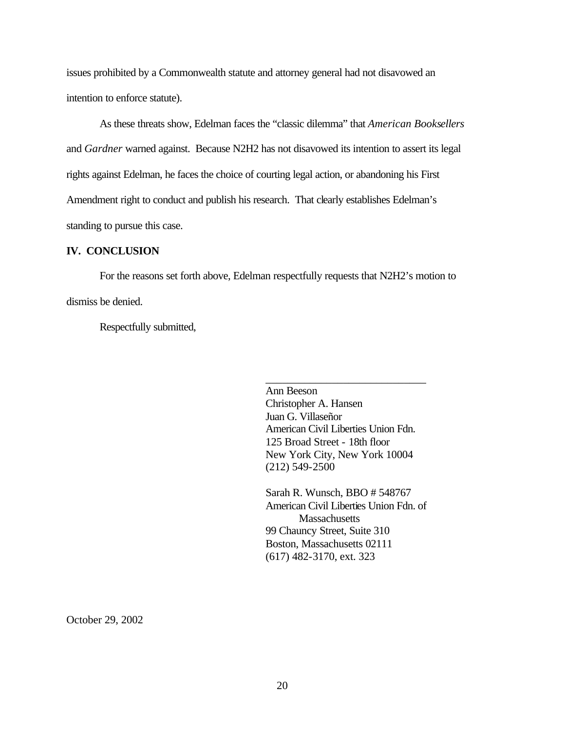issues prohibited by a Commonwealth statute and attorney general had not disavowed an intention to enforce statute).

As these threats show, Edelman faces the "classic dilemma" that *American Booksellers* and *Gardner* warned against. Because N2H2 has not disavowed its intention to assert its legal rights against Edelman, he faces the choice of courting legal action, or abandoning his First Amendment right to conduct and publish his research. That clearly establishes Edelman's standing to pursue this case.

## IV. CONCLUSION

For the reasons set forth above, Edelman respectfully requests that N2H2's motion to dismiss be denied.

Respectfully submitted,

\_\_\_\_\_\_\_\_\_\_\_\_\_\_\_\_\_\_\_\_\_\_\_\_\_\_\_\_\_\_

Ann Beeson
Christopher A. Hansen
Juan G. Villaseñor
American Civil Liberties Union Fdn.
125 Broad Street - 18th floor
New York City, New York 10004
(212) 549-2500

Sarah R. Wunsch, BBO # 548767
American Civil Liberties Union Fdn. of Massachusetts
99 Chauncy Street, Suite 310
Boston, Massachusetts 02111
(617) 482-3170, ext. 323

October 29, 2002